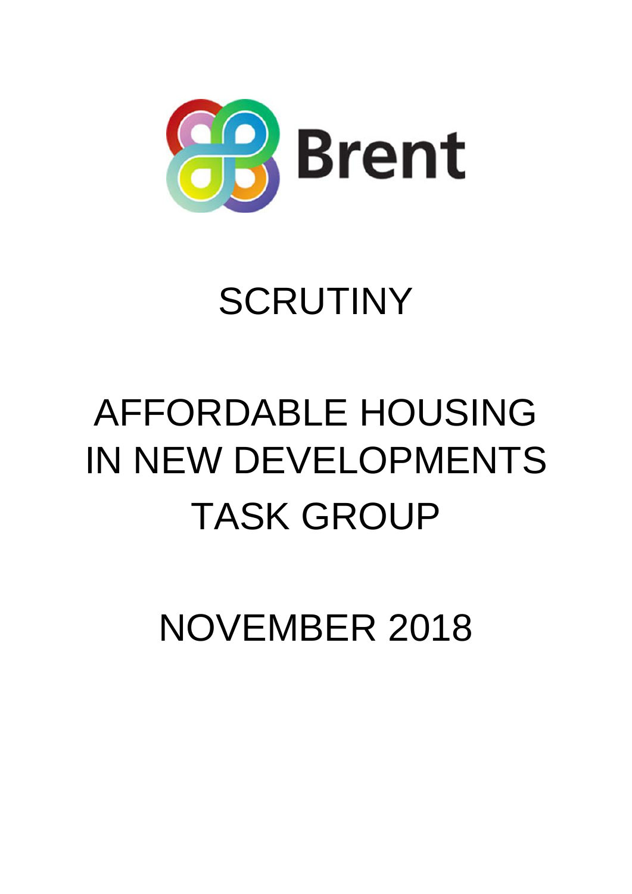Brent

# SCRUTINY

# AFFORDABLE HOUSING IN NEW DEVELOPMENTS TASK GROUP

## NOVEMBER 2018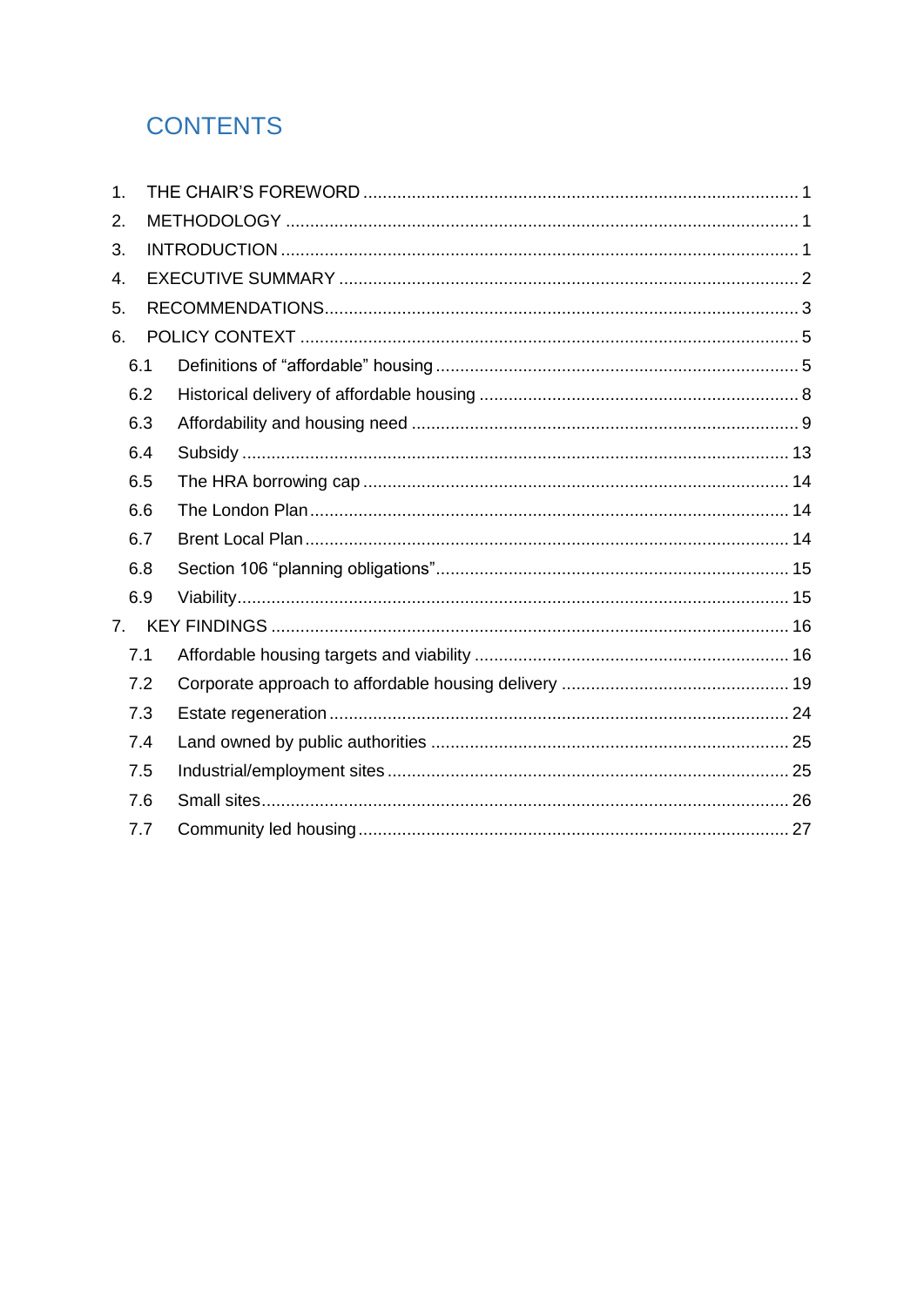# CONTENTS

1. THE CHAIR'S FOREWORD ........................................................................................ 1
2. METHODOLOGY ........................................................................................................ 1
3. INTRODUCTION ......................................................................................................... 1
4. EXECUTIVE SUMMARY ............................................................................................. 2
5. RECOMMENDATIONS................................................................................................. 3
6. POLICY CONTEXT ...................................................................................................... 5
   - 6.1 Definitions of "affordable" housing .......................................................................... 5
   - 6.2 Historical delivery of affordable housing ................................................................. 8
   - 6.3 Affordability and housing need ............................................................................... 9
   - 6.4 Subsidy ................................................................................................................ 13
   - 6.5 The HRA borrowing cap ....................................................................................... 14
   - 6.6 The London Plan .................................................................................................. 14
   - 6.7 Brent Local Plan ................................................................................................... 14
   - 6.8 Section 106 "planning obligations"......................................................................... 15
   - 6.9 Viability................................................................................................................. 15
7. KEY FINDINGS .......................................................................................................... 16
   - 7.1 Affordable housing targets and viability ................................................................ 16
   - 7.2 Corporate approach to affordable housing delivery .............................................. 19
   - 7.3 Estate regeneration .............................................................................................. 24
   - 7.4 Land owned by public authorities ......................................................................... 25
   - 7.5 Industrial/employment sites .................................................................................. 25
   - 7.6 Small sites............................................................................................................ 26
   - 7.7 Community led housing ........................................................................................ 27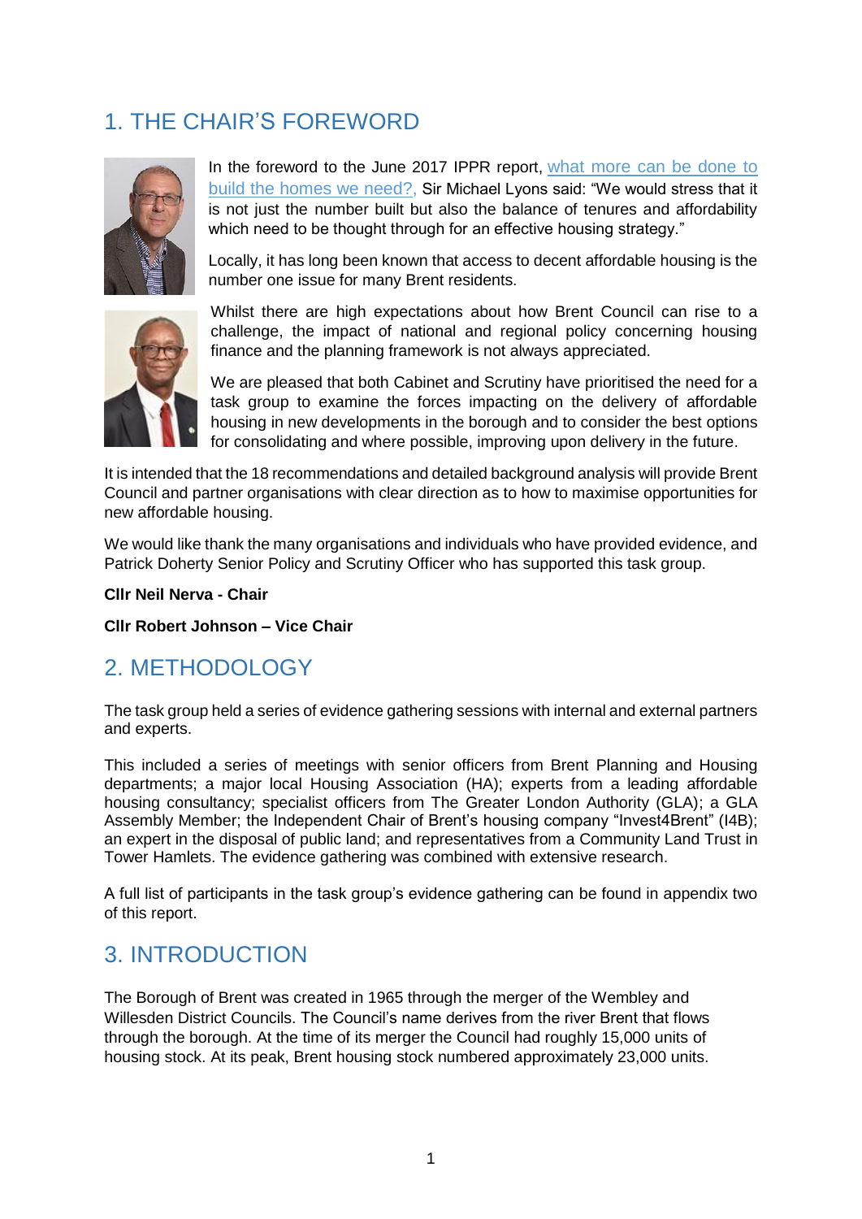## 1. THE CHAIR'S FOREWORD

In the foreword to the June 2017 IPPR report, what more can be done to build the homes we need?, Sir Michael Lyons said: "We would stress that it is not just the number built but also the balance of tenures and affordability which need to be thought through for an effective housing strategy."

Locally, it has long been known that access to decent affordable housing is the number one issue for many Brent residents.

Whilst there are high expectations about how Brent Council can rise to a challenge, the impact of national and regional policy concerning housing finance and the planning framework is not always appreciated.

We are pleased that both Cabinet and Scrutiny have prioritised the need for a task group to examine the forces impacting on the delivery of affordable housing in new developments in the borough and to consider the best options for consolidating and where possible, improving upon delivery in the future.

It is intended that the 18 recommendations and detailed background analysis will provide Brent Council and partner organisations with clear direction as to how to maximise opportunities for new affordable housing.

We would like thank the many organisations and individuals who have provided evidence, and Patrick Doherty Senior Policy and Scrutiny Officer who has supported this task group.

**Cllr Neil Nerva - Chair**

**Cllr Robert Johnson – Vice Chair**

## 2. METHODOLOGY

The task group held a series of evidence gathering sessions with internal and external partners and experts.

This included a series of meetings with senior officers from Brent Planning and Housing departments; a major local Housing Association (HA); experts from a leading affordable housing consultancy; specialist officers from The Greater London Authority (GLA); a GLA Assembly Member; the Independent Chair of Brent's housing company "Invest4Brent" (I4B); an expert in the disposal of public land; and representatives from a Community Land Trust in Tower Hamlets. The evidence gathering was combined with extensive research.

A full list of participants in the task group's evidence gathering can be found in appendix two of this report.

## 3. INTRODUCTION

The Borough of Brent was created in 1965 through the merger of the Wembley and Willesden District Councils. The Council's name derives from the river Brent that flows through the borough. At the time of its merger the Council had roughly 15,000 units of housing stock. At its peak, Brent housing stock numbered approximately 23,000 units.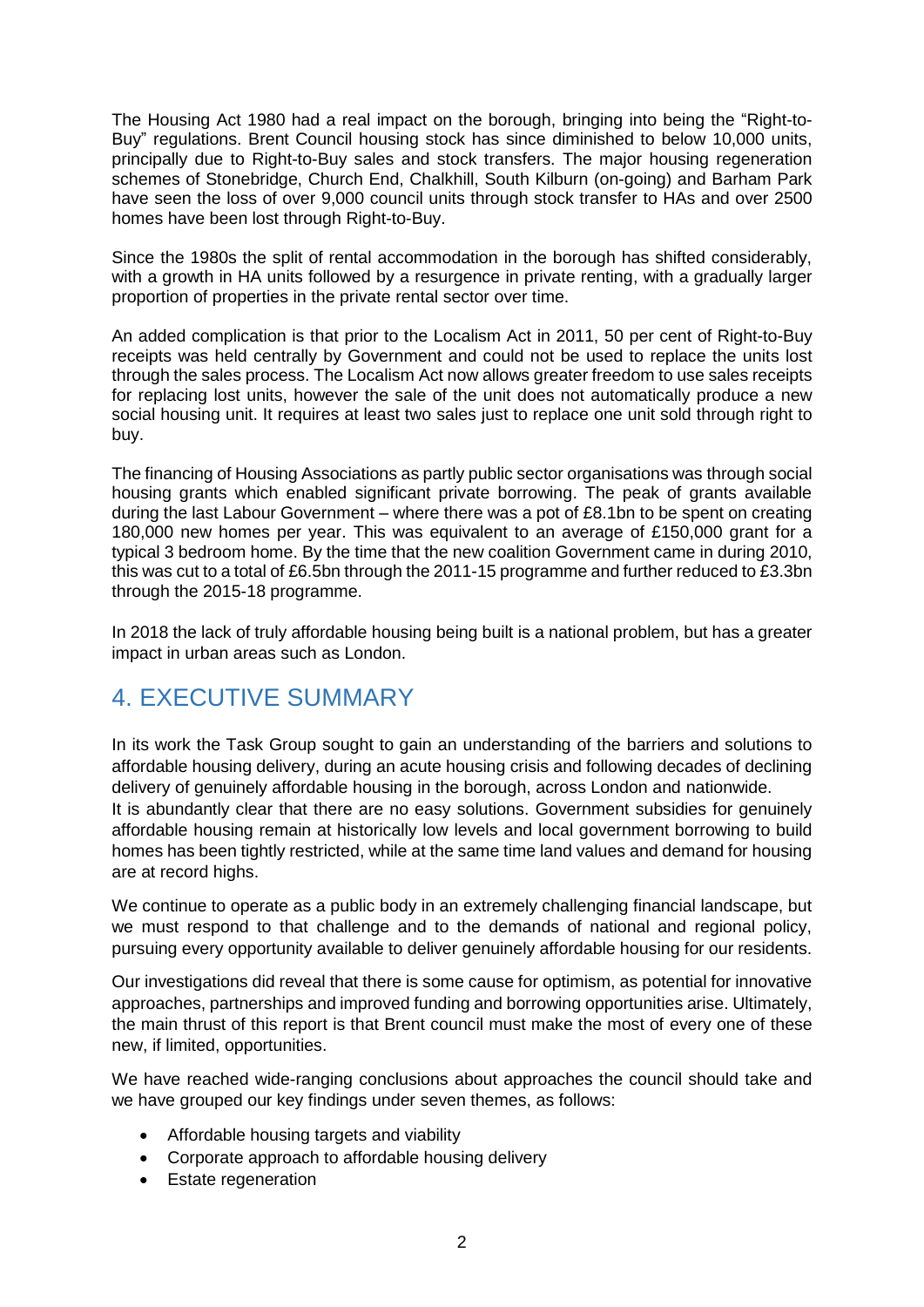The Housing Act 1980 had a real impact on the borough, bringing into being the "Right-to-Buy" regulations. Brent Council housing stock has since diminished to below 10,000 units, principally due to Right-to-Buy sales and stock transfers. The major housing regeneration schemes of Stonebridge, Church End, Chalkhill, South Kilburn (on-going) and Barham Park have seen the loss of over 9,000 council units through stock transfer to HAs and over 2500 homes have been lost through Right-to-Buy.

Since the 1980s the split of rental accommodation in the borough has shifted considerably, with a growth in HA units followed by a resurgence in private renting, with a gradually larger proportion of properties in the private rental sector over time.

An added complication is that prior to the Localism Act in 2011, 50 per cent of Right-to-Buy receipts was held centrally by Government and could not be used to replace the units lost through the sales process. The Localism Act now allows greater freedom to use sales receipts for replacing lost units, however the sale of the unit does not automatically produce a new social housing unit. It requires at least two sales just to replace one unit sold through right to buy.

The financing of Housing Associations as partly public sector organisations was through social housing grants which enabled significant private borrowing. The peak of grants available during the last Labour Government – where there was a pot of £8.1bn to be spent on creating 180,000 new homes per year. This was equivalent to an average of £150,000 grant for a typical 3 bedroom home. By the time that the new coalition Government came in during 2010, this was cut to a total of £6.5bn through the 2011-15 programme and further reduced to £3.3bn through the 2015-18 programme.

In 2018 the lack of truly affordable housing being built is a national problem, but has a greater impact in urban areas such as London.

## 4. EXECUTIVE SUMMARY

In its work the Task Group sought to gain an understanding of the barriers and solutions to affordable housing delivery, during an acute housing crisis and following decades of declining delivery of genuinely affordable housing in the borough, across London and nationwide.
It is abundantly clear that there are no easy solutions. Government subsidies for genuinely affordable housing remain at historically low levels and local government borrowing to build homes has been tightly restricted, while at the same time land values and demand for housing are at record highs.

We continue to operate as a public body in an extremely challenging financial landscape, but we must respond to that challenge and to the demands of national and regional policy, pursuing every opportunity available to deliver genuinely affordable housing for our residents.

Our investigations did reveal that there is some cause for optimism, as potential for innovative approaches, partnerships and improved funding and borrowing opportunities arise. Ultimately, the main thrust of this report is that Brent council must make the most of every one of these new, if limited, opportunities.

We have reached wide-ranging conclusions about approaches the council should take and we have grouped our key findings under seven themes, as follows:

- Affordable housing targets and viability
- Corporate approach to affordable housing delivery
- Estate regeneration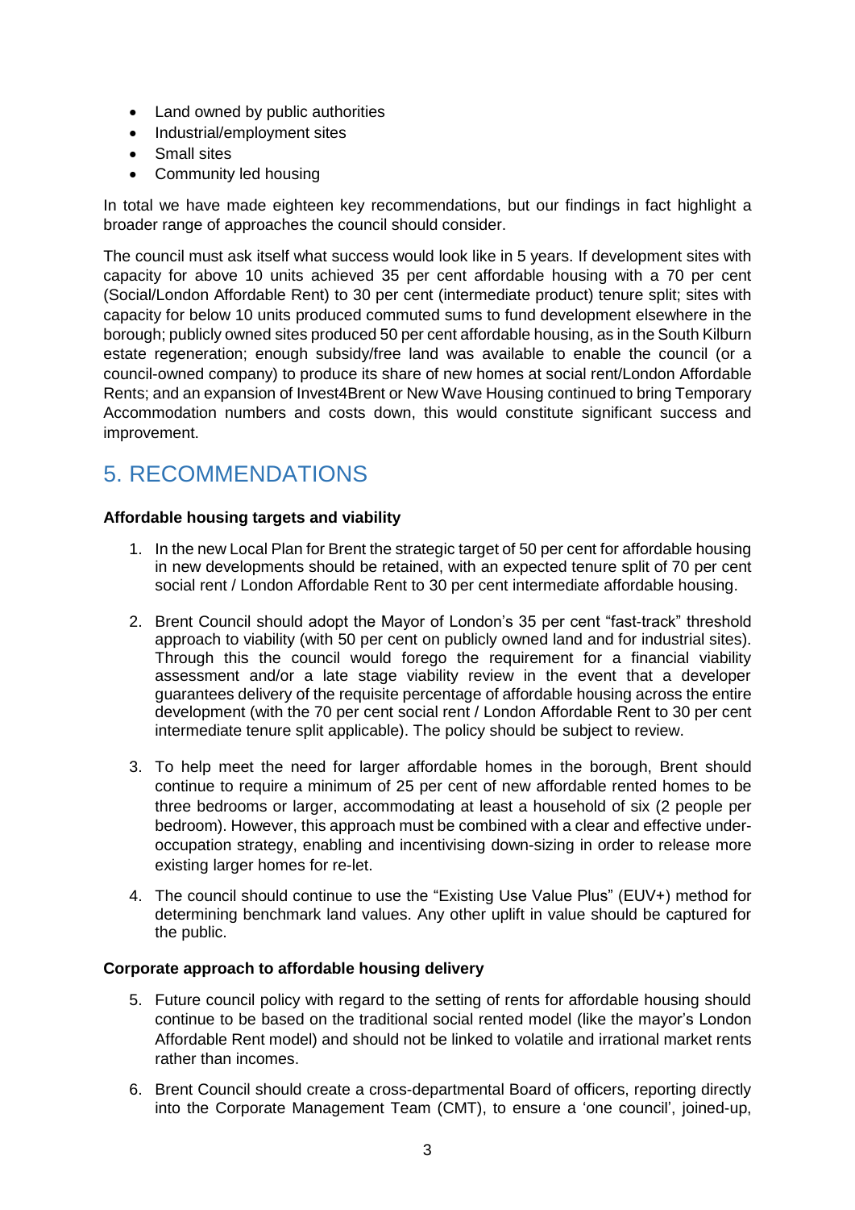- Land owned by public authorities
- Industrial/employment sites
- Small sites
- Community led housing

In total we have made eighteen key recommendations, but our findings in fact highlight a broader range of approaches the council should consider.

The council must ask itself what success would look like in 5 years. If development sites with capacity for above 10 units achieved 35 per cent affordable housing with a 70 per cent (Social/London Affordable Rent) to 30 per cent (intermediate product) tenure split; sites with capacity for below 10 units produced commuted sums to fund development elsewhere in the borough; publicly owned sites produced 50 per cent affordable housing, as in the South Kilburn estate regeneration; enough subsidy/free land was available to enable the council (or a council-owned company) to produce its share of new homes at social rent/London Affordable Rents; and an expansion of Invest4Brent or New Wave Housing continued to bring Temporary Accommodation numbers and costs down, this would constitute significant success and improvement.

## 5. RECOMMENDATIONS

**Affordable housing targets and viability**

1. In the new Local Plan for Brent the strategic target of 50 per cent for affordable housing in new developments should be retained, with an expected tenure split of 70 per cent social rent / London Affordable Rent to 30 per cent intermediate affordable housing.

2. Brent Council should adopt the Mayor of London's 35 per cent "fast-track" threshold approach to viability (with 50 per cent on publicly owned land and for industrial sites). Through this the council would forego the requirement for a financial viability assessment and/or a late stage viability review in the event that a developer guarantees delivery of the requisite percentage of affordable housing across the entire development (with the 70 per cent social rent / London Affordable Rent to 30 per cent intermediate tenure split applicable). The policy should be subject to review.

3. To help meet the need for larger affordable homes in the borough, Brent should continue to require a minimum of 25 per cent of new affordable rented homes to be three bedrooms or larger, accommodating at least a household of six (2 people per bedroom). However, this approach must be combined with a clear and effective under-occupation strategy, enabling and incentivising down-sizing in order to release more existing larger homes for re-let.

4. The council should continue to use the "Existing Use Value Plus" (EUV+) method for determining benchmark land values. Any other uplift in value should be captured for the public.

**Corporate approach to affordable housing delivery**

5. Future council policy with regard to the setting of rents for affordable housing should continue to be based on the traditional social rented model (like the mayor's London Affordable Rent model) and should not be linked to volatile and irrational market rents rather than incomes.

6. Brent Council should create a cross-departmental Board of officers, reporting directly into the Corporate Management Team (CMT), to ensure a 'one council', joined-up,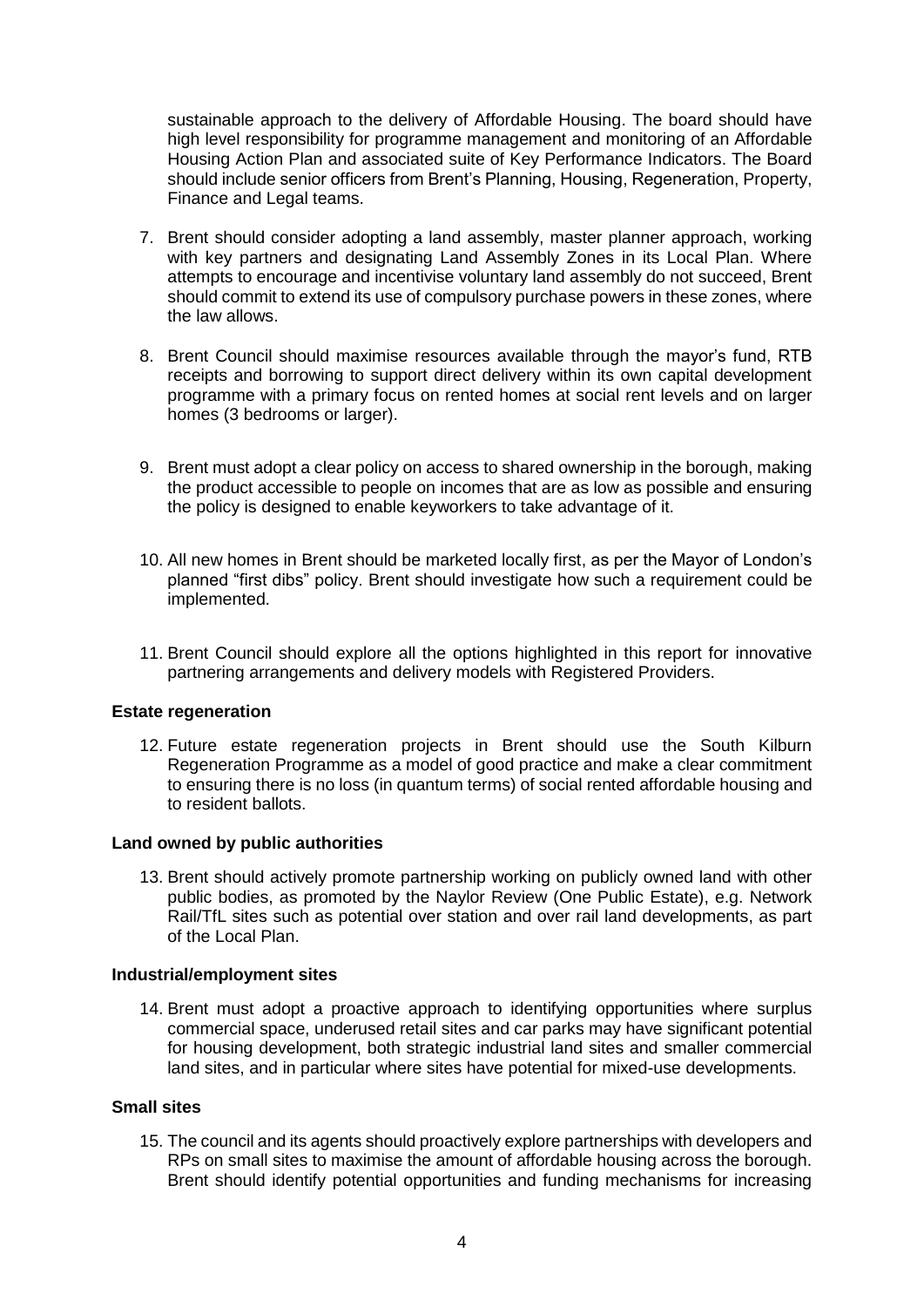sustainable approach to the delivery of Affordable Housing. The board should have high level responsibility for programme management and monitoring of an Affordable Housing Action Plan and associated suite of Key Performance Indicators. The Board should include senior officers from Brent's Planning, Housing, Regeneration, Property, Finance and Legal teams.

7. Brent should consider adopting a land assembly, master planner approach, working with key partners and designating Land Assembly Zones in its Local Plan. Where attempts to encourage and incentivise voluntary land assembly do not succeed, Brent should commit to extend its use of compulsory purchase powers in these zones, where the law allows.

8. Brent Council should maximise resources available through the mayor's fund, RTB receipts and borrowing to support direct delivery within its own capital development programme with a primary focus on rented homes at social rent levels and on larger homes (3 bedrooms or larger).

9. Brent must adopt a clear policy on access to shared ownership in the borough, making the product accessible to people on incomes that are as low as possible and ensuring the policy is designed to enable keyworkers to take advantage of it.

10. All new homes in Brent should be marketed locally first, as per the Mayor of London's planned "first dibs" policy. Brent should investigate how such a requirement could be implemented.

11. Brent Council should explore all the options highlighted in this report for innovative partnering arrangements and delivery models with Registered Providers.

**Estate regeneration**

12. Future estate regeneration projects in Brent should use the South Kilburn Regeneration Programme as a model of good practice and make a clear commitment to ensuring there is no loss (in quantum terms) of social rented affordable housing and to resident ballots.

**Land owned by public authorities**

13. Brent should actively promote partnership working on publicly owned land with other public bodies, as promoted by the Naylor Review (One Public Estate), e.g. Network Rail/TfL sites such as potential over station and over rail land developments, as part of the Local Plan.

**Industrial/employment sites**

14. Brent must adopt a proactive approach to identifying opportunities where surplus commercial space, underused retail sites and car parks may have significant potential for housing development, both strategic industrial land sites and smaller commercial land sites, and in particular where sites have potential for mixed-use developments.

**Small sites**

15. The council and its agents should proactively explore partnerships with developers and RPs on small sites to maximise the amount of affordable housing across the borough. Brent should identify potential opportunities and funding mechanisms for increasing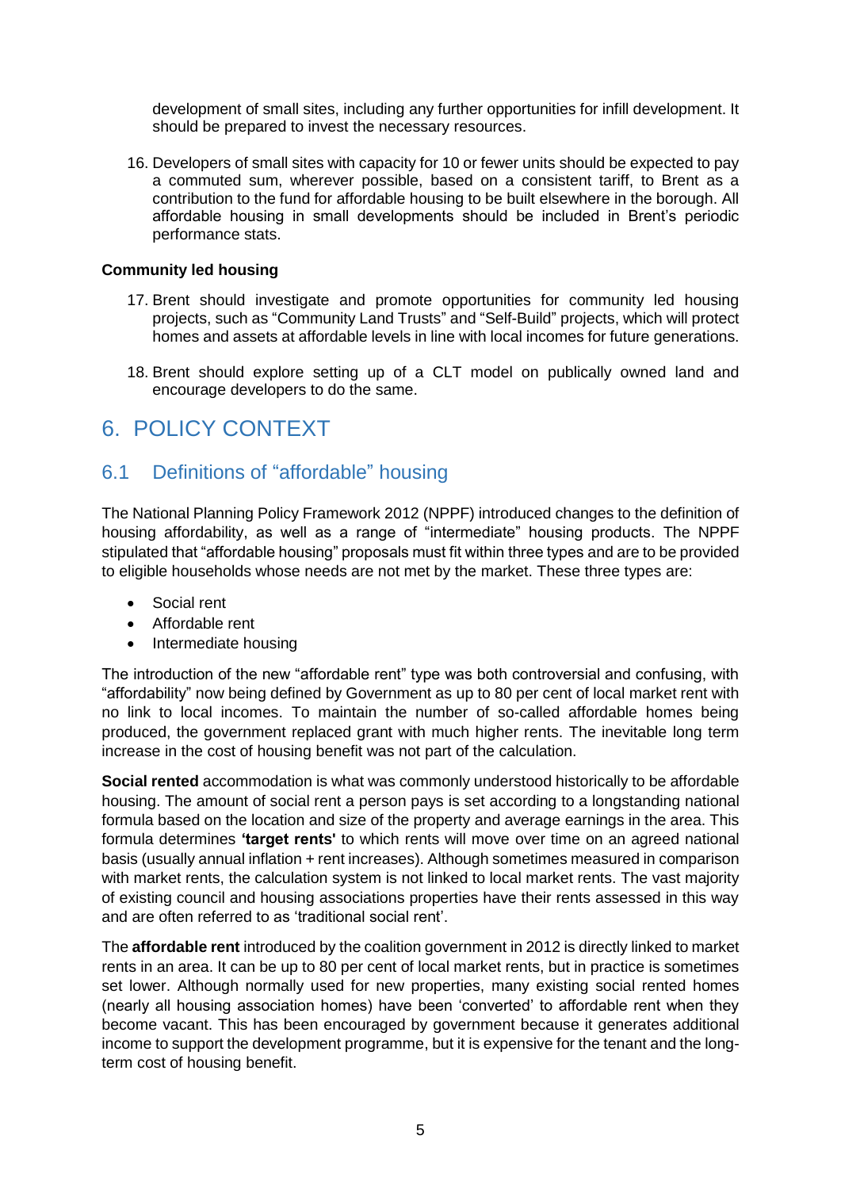development of small sites, including any further opportunities for infill development. It should be prepared to invest the necessary resources.

16. Developers of small sites with capacity for 10 or fewer units should be expected to pay a commuted sum, wherever possible, based on a consistent tariff, to Brent as a contribution to the fund for affordable housing to be built elsewhere in the borough. All affordable housing in small developments should be included in Brent's periodic performance stats.

**Community led housing**

17. Brent should investigate and promote opportunities for community led housing projects, such as "Community Land Trusts" and "Self-Build" projects, which will protect homes and assets at affordable levels in line with local incomes for future generations.

18. Brent should explore setting up of a CLT model on publically owned land and encourage developers to do the same.

# 6. POLICY CONTEXT

## 6.1 Definitions of "affordable" housing

The National Planning Policy Framework 2012 (NPPF) introduced changes to the definition of housing affordability, as well as a range of "intermediate" housing products. The NPPF stipulated that "affordable housing" proposals must fit within three types and are to be provided to eligible households whose needs are not met by the market. These three types are:

- Social rent
- Affordable rent
- Intermediate housing

The introduction of the new "affordable rent" type was both controversial and confusing, with "affordability" now being defined by Government as up to 80 per cent of local market rent with no link to local incomes. To maintain the number of so-called affordable homes being produced, the government replaced grant with much higher rents. The inevitable long term increase in the cost of housing benefit was not part of the calculation.

**Social rented** accommodation is what was commonly understood historically to be affordable housing. The amount of social rent a person pays is set according to a longstanding national formula based on the location and size of the property and average earnings in the area. This formula determines **'target rents'** to which rents will move over time on an agreed national basis (usually annual inflation + rent increases). Although sometimes measured in comparison with market rents, the calculation system is not linked to local market rents. The vast majority of existing council and housing associations properties have their rents assessed in this way and are often referred to as 'traditional social rent'.

The **affordable rent** introduced by the coalition government in 2012 is directly linked to market rents in an area. It can be up to 80 per cent of local market rents, but in practice is sometimes set lower. Although normally used for new properties, many existing social rented homes (nearly all housing association homes) have been 'converted' to affordable rent when they become vacant. This has been encouraged by government because it generates additional income to support the development programme, but it is expensive for the tenant and the long-term cost of housing benefit.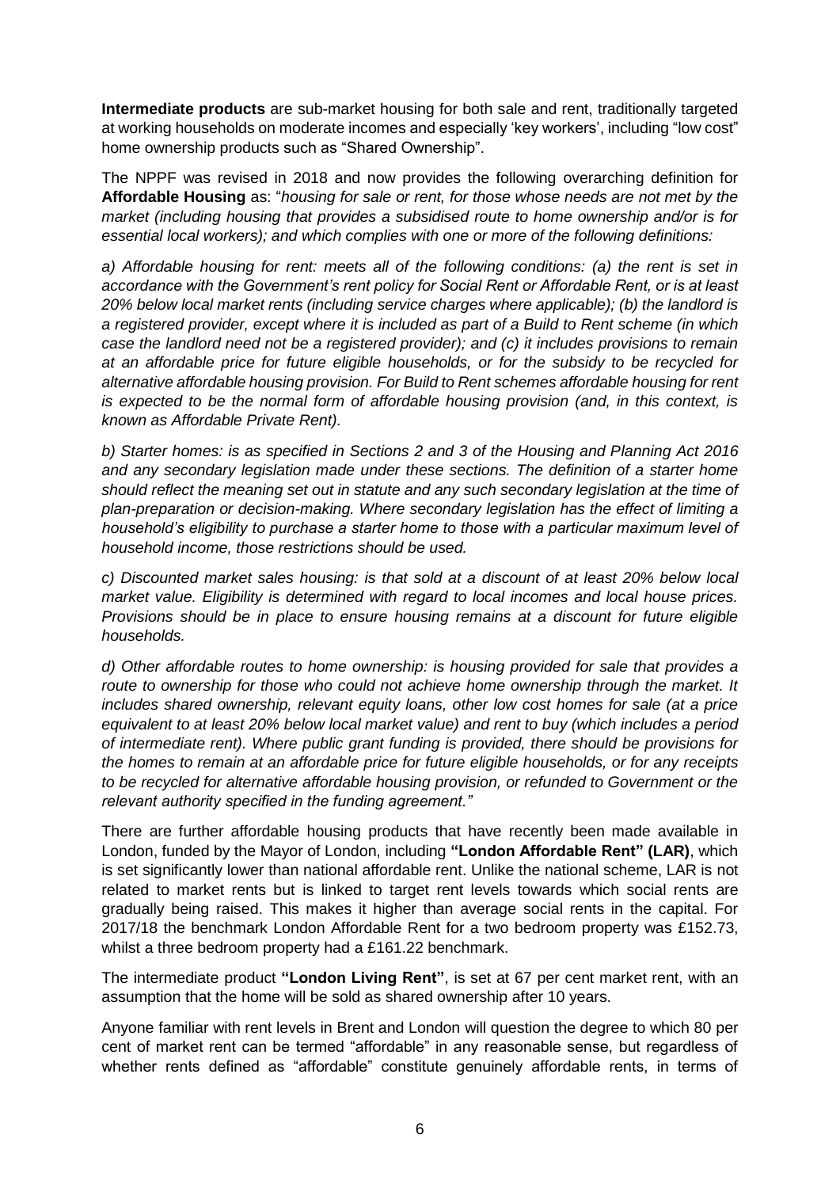**Intermediate products** are sub-market housing for both sale and rent, traditionally targeted at working households on moderate incomes and especially 'key workers', including "low cost" home ownership products such as "Shared Ownership".

The NPPF was revised in 2018 and now provides the following overarching definition for **Affordable Housing** as: "*housing for sale or rent, for those whose needs are not met by the market (including housing that provides a subsidised route to home ownership and/or is for essential local workers); and which complies with one or more of the following definitions:*

*a) Affordable housing for rent: meets all of the following conditions: (a) the rent is set in accordance with the Government's rent policy for Social Rent or Affordable Rent, or is at least 20% below local market rents (including service charges where applicable); (b) the landlord is a registered provider, except where it is included as part of a Build to Rent scheme (in which case the landlord need not be a registered provider); and (c) it includes provisions to remain at an affordable price for future eligible households, or for the subsidy to be recycled for alternative affordable housing provision. For Build to Rent schemes affordable housing for rent is expected to be the normal form of affordable housing provision (and, in this context, is known as Affordable Private Rent).*

*b) Starter homes: is as specified in Sections 2 and 3 of the Housing and Planning Act 2016 and any secondary legislation made under these sections. The definition of a starter home should reflect the meaning set out in statute and any such secondary legislation at the time of plan-preparation or decision-making. Where secondary legislation has the effect of limiting a household's eligibility to purchase a starter home to those with a particular maximum level of household income, those restrictions should be used.*

*c) Discounted market sales housing: is that sold at a discount of at least 20% below local market value. Eligibility is determined with regard to local incomes and local house prices. Provisions should be in place to ensure housing remains at a discount for future eligible households.*

*d) Other affordable routes to home ownership: is housing provided for sale that provides a route to ownership for those who could not achieve home ownership through the market. It includes shared ownership, relevant equity loans, other low cost homes for sale (at a price equivalent to at least 20% below local market value) and rent to buy (which includes a period of intermediate rent). Where public grant funding is provided, there should be provisions for the homes to remain at an affordable price for future eligible households, or for any receipts to be recycled for alternative affordable housing provision, or refunded to Government or the relevant authority specified in the funding agreement."*

There are further affordable housing products that have recently been made available in London, funded by the Mayor of London, including **"London Affordable Rent" (LAR)**, which is set significantly lower than national affordable rent. Unlike the national scheme, LAR is not related to market rents but is linked to target rent levels towards which social rents are gradually being raised. This makes it higher than average social rents in the capital. For 2017/18 the benchmark London Affordable Rent for a two bedroom property was £152.73, whilst a three bedroom property had a £161.22 benchmark.

The intermediate product **"London Living Rent"**, is set at 67 per cent market rent, with an assumption that the home will be sold as shared ownership after 10 years.

Anyone familiar with rent levels in Brent and London will question the degree to which 80 per cent of market rent can be termed "affordable" in any reasonable sense, but regardless of whether rents defined as "affordable" constitute genuinely affordable rents, in terms of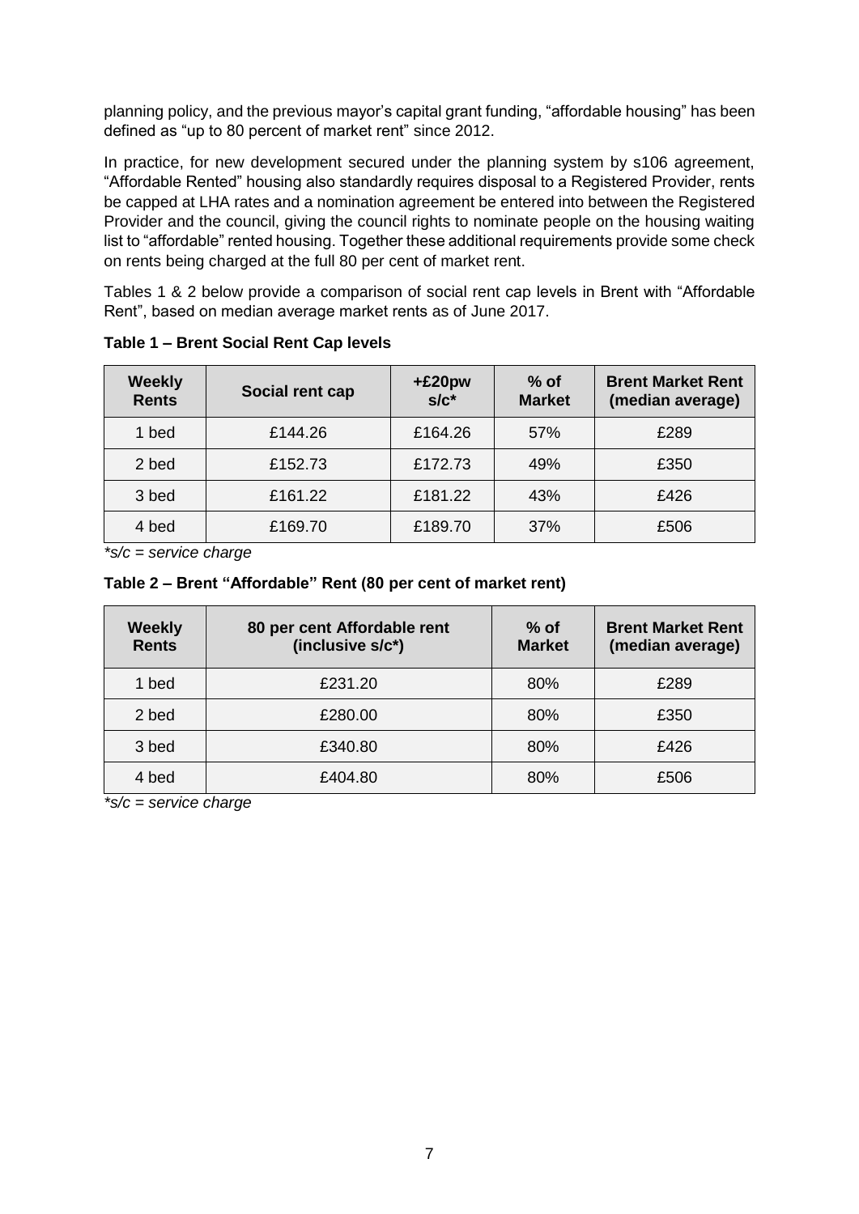planning policy, and the previous mayor's capital grant funding, "affordable housing" has been defined as "up to 80 percent of market rent" since 2012.

In practice, for new development secured under the planning system by s106 agreement, "Affordable Rented" housing also standardly requires disposal to a Registered Provider, rents be capped at LHA rates and a nomination agreement be entered into between the Registered Provider and the council, giving the council rights to nominate people on the housing waiting list to "affordable" rented housing. Together these additional requirements provide some check on rents being charged at the full 80 per cent of market rent.

Tables 1 & 2 below provide a comparison of social rent cap levels in Brent with "Affordable Rent", based on median average market rents as of June 2017.

**Table 1 – Brent Social Rent Cap levels**

| Weekly Rents | Social rent cap | +£20pw s/c* | % of Market | Brent Market Rent (median average) |
|---|---|---|---|---|
| 1 bed | £144.26 | £164.26 | 57% | £289 |
| 2 bed | £152.73 | £172.73 | 49% | £350 |
| 3 bed | £161.22 | £181.22 | 43% | £426 |
| 4 bed | £169.70 | £189.70 | 37% | £506 |

*\*s/c = service charge*

**Table 2 – Brent "Affordable" Rent (80 per cent of market rent)**

| Weekly Rents | 80 per cent Affordable rent (inclusive s/c*) | % of Market | Brent Market Rent (median average) |
|---|---|---|---|
| 1 bed | £231.20 | 80% | £289 |
| 2 bed | £280.00 | 80% | £350 |
| 3 bed | £340.80 | 80% | £426 |
| 4 bed | £404.80 | 80% | £506 |

*\*s/c = service charge*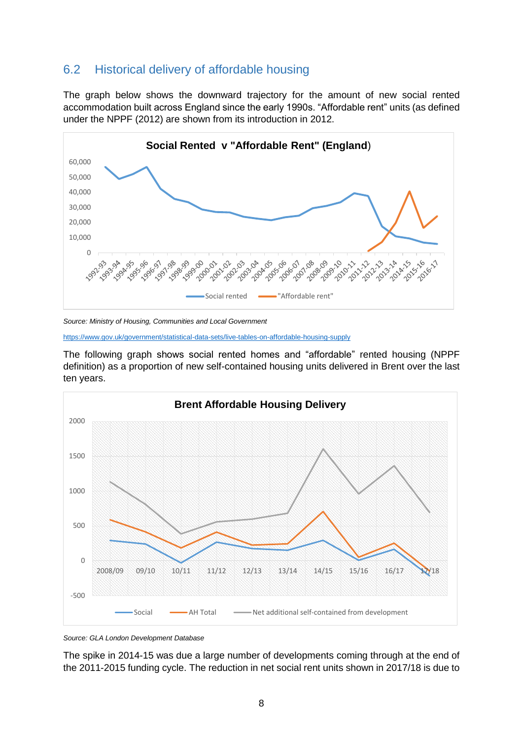## 6.2 Historical delivery of affordable housing

The graph below shows the downward trajectory for the amount of new social rented accommodation built across England since the early 1990s. "Affordable rent" units (as defined under the NPPF (2012) are shown from its introduction in 2012.

**Social Rented v "Affordable Rent" (England)**

*Source: Ministry of Housing, Communities and Local Government*

https://www.gov.uk/government/statistical-data-sets/live-tables-on-affordable-housing-supply

The following graph shows social rented homes and "affordable" rented housing (NPPF definition) as a proportion of new self-contained housing units delivered in Brent over the last ten years.

**Brent Affordable Housing Delivery**

*Source: GLA London Development Database*

The spike in 2014-15 was due a large number of developments coming through at the end of the 2011-2015 funding cycle. The reduction in net social rent units shown in 2017/18 is due to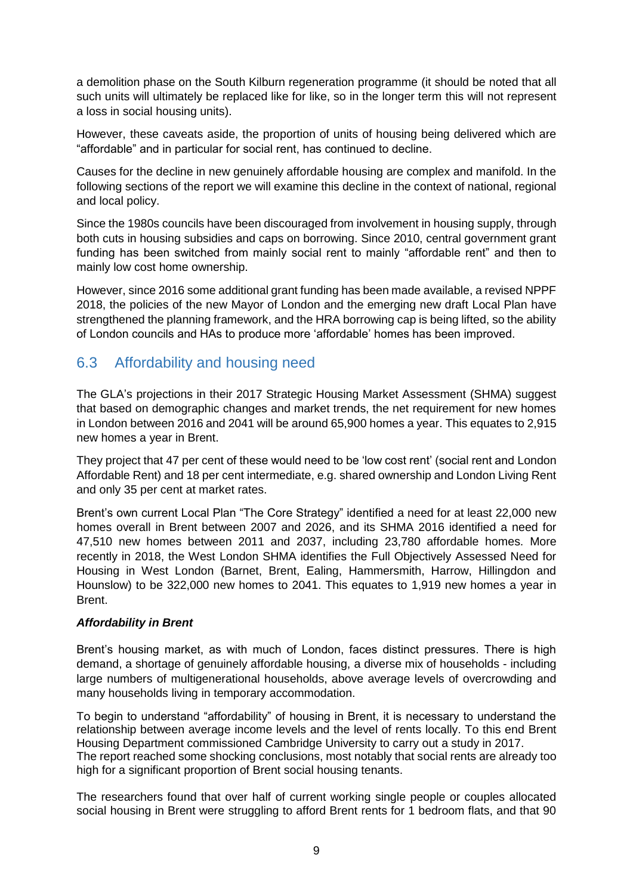a demolition phase on the South Kilburn regeneration programme (it should be noted that all such units will ultimately be replaced like for like, so in the longer term this will not represent a loss in social housing units).

However, these caveats aside, the proportion of units of housing being delivered which are "affordable" and in particular for social rent, has continued to decline.

Causes for the decline in new genuinely affordable housing are complex and manifold. In the following sections of the report we will examine this decline in the context of national, regional and local policy.

Since the 1980s councils have been discouraged from involvement in housing supply, through both cuts in housing subsidies and caps on borrowing. Since 2010, central government grant funding has been switched from mainly social rent to mainly "affordable rent" and then to mainly low cost home ownership.

However, since 2016 some additional grant funding has been made available, a revised NPPF 2018, the policies of the new Mayor of London and the emerging new draft Local Plan have strengthened the planning framework, and the HRA borrowing cap is being lifted, so the ability of London councils and HAs to produce more 'affordable' homes has been improved.

## 6.3 Affordability and housing need

The GLA's projections in their 2017 Strategic Housing Market Assessment (SHMA) suggest that based on demographic changes and market trends, the net requirement for new homes in London between 2016 and 2041 will be around 65,900 homes a year. This equates to 2,915 new homes a year in Brent.

They project that 47 per cent of these would need to be 'low cost rent' (social rent and London Affordable Rent) and 18 per cent intermediate, e.g. shared ownership and London Living Rent and only 35 per cent at market rates.

Brent's own current Local Plan "The Core Strategy" identified a need for at least 22,000 new homes overall in Brent between 2007 and 2026, and its SHMA 2016 identified a need for 47,510 new homes between 2011 and 2037, including 23,780 affordable homes. More recently in 2018, the West London SHMA identifies the Full Objectively Assessed Need for Housing in West London (Barnet, Brent, Ealing, Hammersmith, Harrow, Hillingdon and Hounslow) to be 322,000 new homes to 2041. This equates to 1,919 new homes a year in Brent.

***Affordability in Brent***

Brent's housing market, as with much of London, faces distinct pressures. There is high demand, a shortage of genuinely affordable housing, a diverse mix of households - including large numbers of multigenerational households, above average levels of overcrowding and many households living in temporary accommodation.

To begin to understand "affordability" of housing in Brent, it is necessary to understand the relationship between average income levels and the level of rents locally. To this end Brent Housing Department commissioned Cambridge University to carry out a study in 2017.
The report reached some shocking conclusions, most notably that social rents are already too high for a significant proportion of Brent social housing tenants.

The researchers found that over half of current working single people or couples allocated social housing in Brent were struggling to afford Brent rents for 1 bedroom flats, and that 90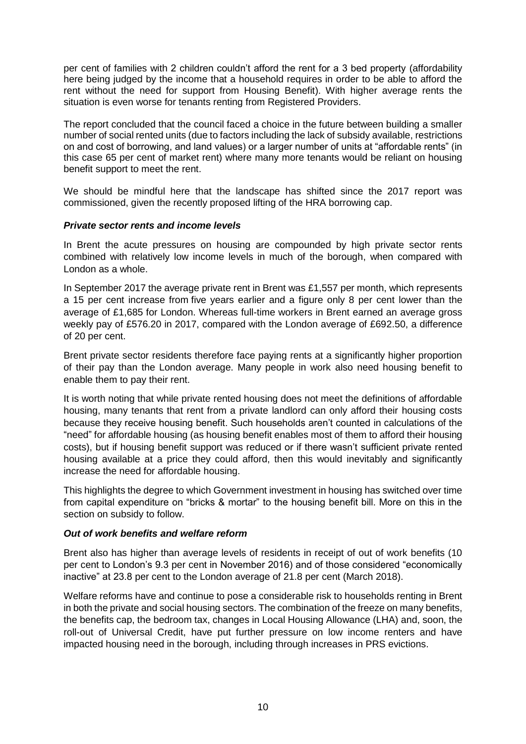per cent of families with 2 children couldn't afford the rent for a 3 bed property (affordability here being judged by the income that a household requires in order to be able to afford the rent without the need for support from Housing Benefit). With higher average rents the situation is even worse for tenants renting from Registered Providers.

The report concluded that the council faced a choice in the future between building a smaller number of social rented units (due to factors including the lack of subsidy available, restrictions on and cost of borrowing, and land values) or a larger number of units at "affordable rents" (in this case 65 per cent of market rent) where many more tenants would be reliant on housing benefit support to meet the rent.

We should be mindful here that the landscape has shifted since the 2017 report was commissioned, given the recently proposed lifting of the HRA borrowing cap.

***Private sector rents and income levels***

In Brent the acute pressures on housing are compounded by high private sector rents combined with relatively low income levels in much of the borough, when compared with London as a whole.

In September 2017 the average private rent in Brent was £1,557 per month, which represents a 15 per cent increase from five years earlier and a figure only 8 per cent lower than the average of £1,685 for London. Whereas full-time workers in Brent earned an average gross weekly pay of £576.20 in 2017, compared with the London average of £692.50, a difference of 20 per cent.

Brent private sector residents therefore face paying rents at a significantly higher proportion of their pay than the London average. Many people in work also need housing benefit to enable them to pay their rent.

It is worth noting that while private rented housing does not meet the definitions of affordable housing, many tenants that rent from a private landlord can only afford their housing costs because they receive housing benefit. Such households aren't counted in calculations of the "need" for affordable housing (as housing benefit enables most of them to afford their housing costs), but if housing benefit support was reduced or if there wasn't sufficient private rented housing available at a price they could afford, then this would inevitably and significantly increase the need for affordable housing.

This highlights the degree to which Government investment in housing has switched over time from capital expenditure on "bricks & mortar" to the housing benefit bill. More on this in the section on subsidy to follow.

***Out of work benefits and welfare reform***

Brent also has higher than average levels of residents in receipt of out of work benefits (10 per cent to London's 9.3 per cent in November 2016) and of those considered "economically inactive" at 23.8 per cent to the London average of 21.8 per cent (March 2018).

Welfare reforms have and continue to pose a considerable risk to households renting in Brent in both the private and social housing sectors. The combination of the freeze on many benefits, the benefits cap, the bedroom tax, changes in Local Housing Allowance (LHA) and, soon, the roll-out of Universal Credit, have put further pressure on low income renters and have impacted housing need in the borough, including through increases in PRS evictions.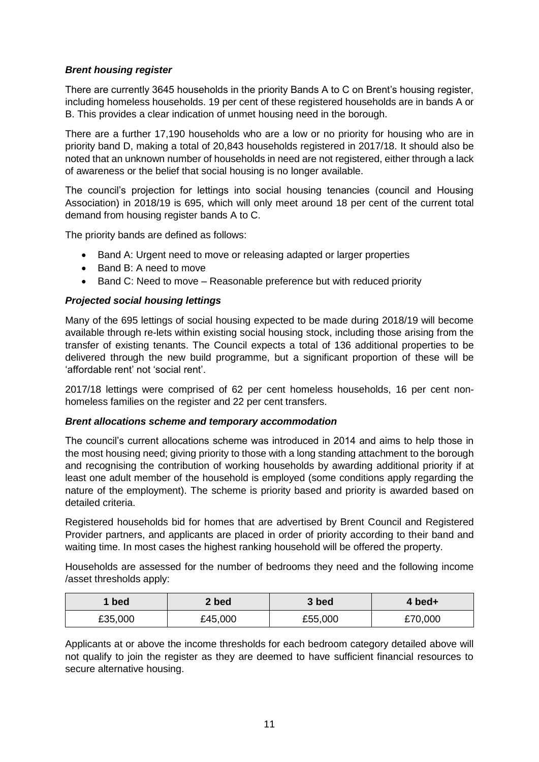### *Brent housing register*

There are currently 3645 households in the priority Bands A to C on Brent's housing register, including homeless households. 19 per cent of these registered households are in bands A or B. This provides a clear indication of unmet housing need in the borough.

There are a further 17,190 households who are a low or no priority for housing who are in priority band D, making a total of 20,843 households registered in 2017/18. It should also be noted that an unknown number of households in need are not registered, either through a lack of awareness or the belief that social housing is no longer available.

The council's projection for lettings into social housing tenancies (council and Housing Association) in 2018/19 is 695, which will only meet around 18 per cent of the current total demand from housing register bands A to C.

The priority bands are defined as follows:

- Band A: Urgent need to move or releasing adapted or larger properties
- Band B: A need to move
- Band C: Need to move – Reasonable preference but with reduced priority

### *Projected social housing lettings*

Many of the 695 lettings of social housing expected to be made during 2018/19 will become available through re-lets within existing social housing stock, including those arising from the transfer of existing tenants. The Council expects a total of 136 additional properties to be delivered through the new build programme, but a significant proportion of these will be 'affordable rent' not 'social rent'.

2017/18 lettings were comprised of 62 per cent homeless households, 16 per cent non-homeless families on the register and 22 per cent transfers.

### *Brent allocations scheme and temporary accommodation*

The council's current allocations scheme was introduced in 2014 and aims to help those in the most housing need; giving priority to those with a long standing attachment to the borough and recognising the contribution of working households by awarding additional priority if at least one adult member of the household is employed (some conditions apply regarding the nature of the employment). The scheme is priority based and priority is awarded based on detailed criteria.

Registered households bid for homes that are advertised by Brent Council and Registered Provider partners, and applicants are placed in order of priority according to their band and waiting time. In most cases the highest ranking household will be offered the property.

Households are assessed for the number of bedrooms they need and the following income /asset thresholds apply:

| 1 bed | 2 bed | 3 bed | 4 bed+ |
|---|---|---|---|
| £35,000 | £45,000 | £55,000 | £70,000 |

Applicants at or above the income thresholds for each bedroom category detailed above will not qualify to join the register as they are deemed to have sufficient financial resources to secure alternative housing.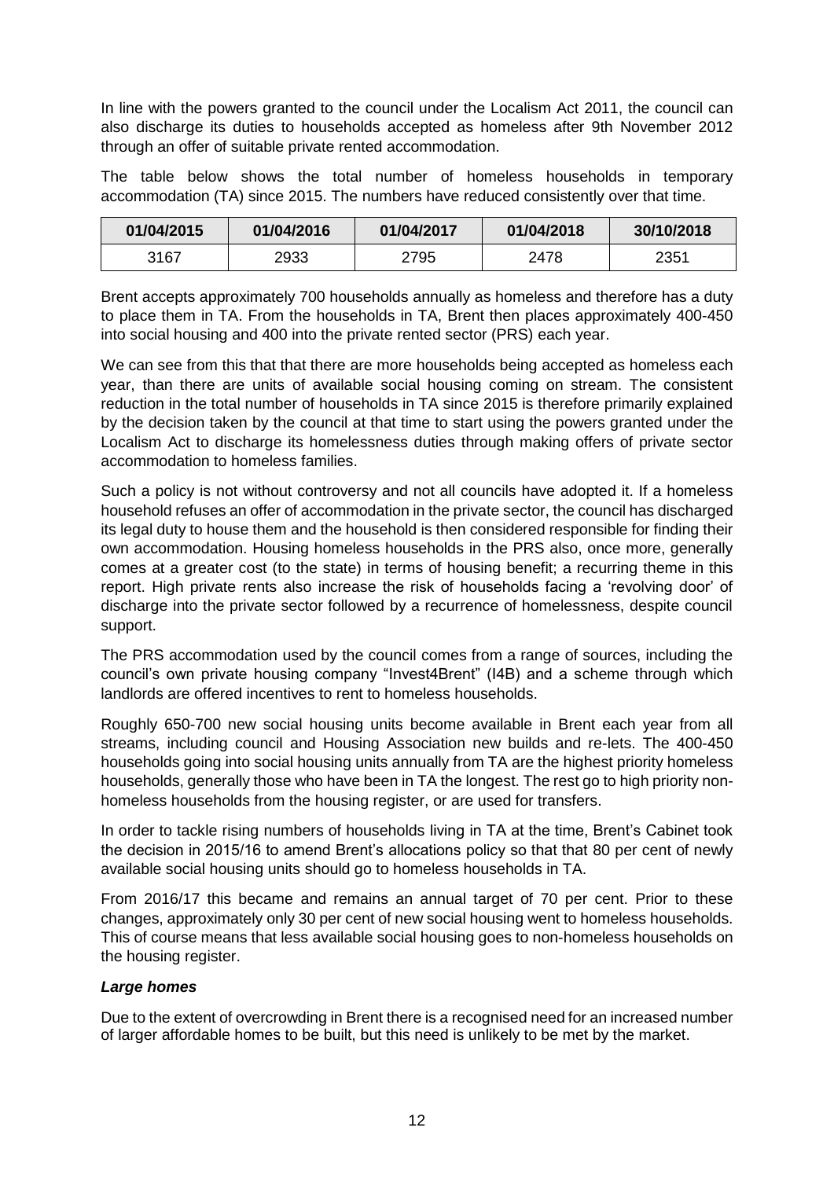In line with the powers granted to the council under the Localism Act 2011, the council can also discharge its duties to households accepted as homeless after 9th November 2012 through an offer of suitable private rented accommodation.

The table below shows the total number of homeless households in temporary accommodation (TA) since 2015. The numbers have reduced consistently over that time.

| 01/04/2015 | 01/04/2016 | 01/04/2017 | 01/04/2018 | 30/10/2018 |
|---|---|---|---|---|
| 3167 | 2933 | 2795 | 2478 | 2351 |

Brent accepts approximately 700 households annually as homeless and therefore has a duty to place them in TA. From the households in TA, Brent then places approximately 400-450 into social housing and 400 into the private rented sector (PRS) each year.

We can see from this that that there are more households being accepted as homeless each year, than there are units of available social housing coming on stream. The consistent reduction in the total number of households in TA since 2015 is therefore primarily explained by the decision taken by the council at that time to start using the powers granted under the Localism Act to discharge its homelessness duties through making offers of private sector accommodation to homeless families.

Such a policy is not without controversy and not all councils have adopted it. If a homeless household refuses an offer of accommodation in the private sector, the council has discharged its legal duty to house them and the household is then considered responsible for finding their own accommodation. Housing homeless households in the PRS also, once more, generally comes at a greater cost (to the state) in terms of housing benefit; a recurring theme in this report. High private rents also increase the risk of households facing a 'revolving door' of discharge into the private sector followed by a recurrence of homelessness, despite council support.

The PRS accommodation used by the council comes from a range of sources, including the council's own private housing company "Invest4Brent" (I4B) and a scheme through which landlords are offered incentives to rent to homeless households.

Roughly 650-700 new social housing units become available in Brent each year from all streams, including council and Housing Association new builds and re-lets. The 400-450 households going into social housing units annually from TA are the highest priority homeless households, generally those who have been in TA the longest. The rest go to high priority non-homeless households from the housing register, or are used for transfers.

In order to tackle rising numbers of households living in TA at the time, Brent's Cabinet took the decision in 2015/16 to amend Brent's allocations policy so that that 80 per cent of newly available social housing units should go to homeless households in TA.

From 2016/17 this became and remains an annual target of 70 per cent. Prior to these changes, approximately only 30 per cent of new social housing went to homeless households. This of course means that less available social housing goes to non-homeless households on the housing register.

***Large homes***

Due to the extent of overcrowding in Brent there is a recognised need for an increased number of larger affordable homes to be built, but this need is unlikely to be met by the market.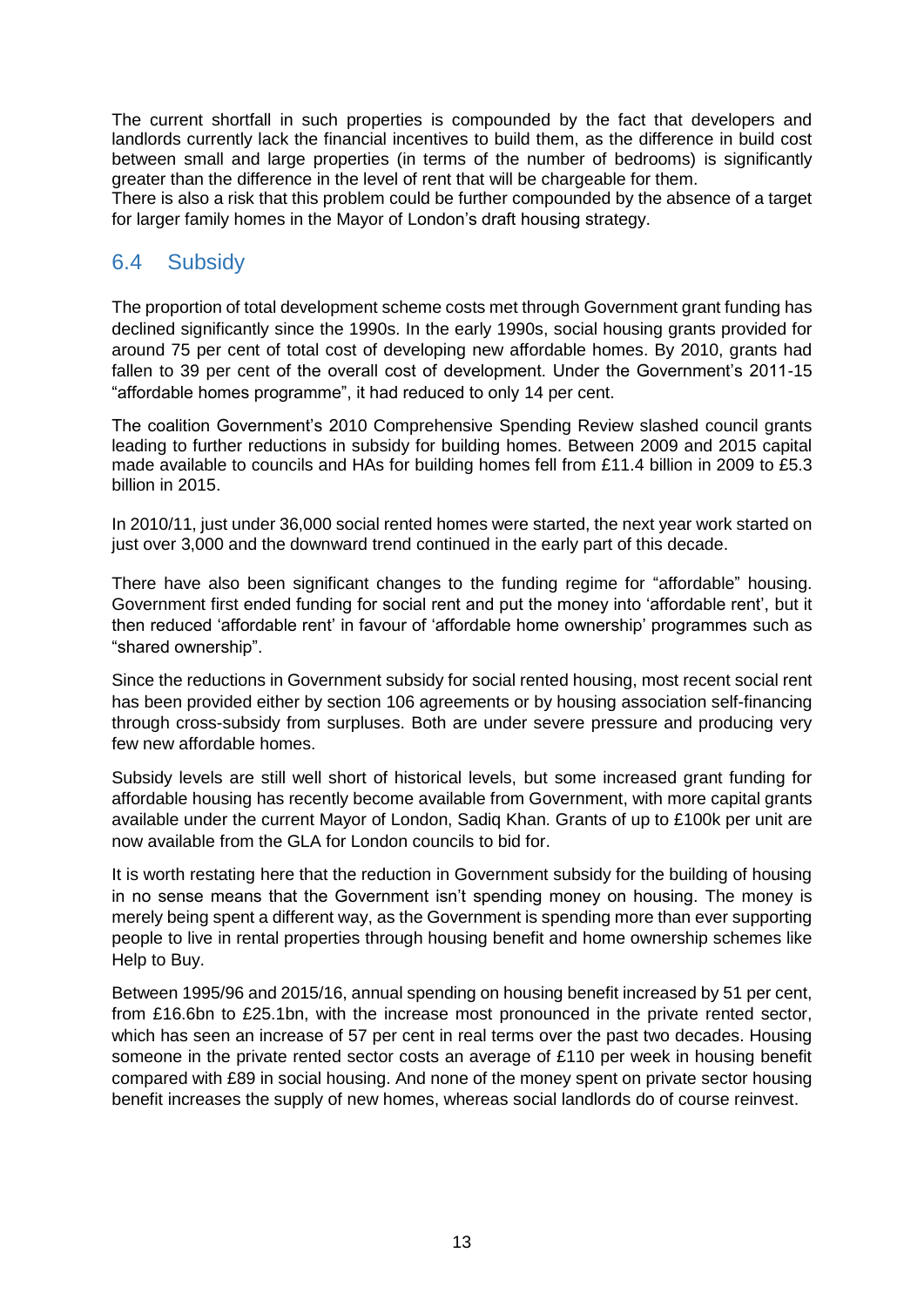The current shortfall in such properties is compounded by the fact that developers and landlords currently lack the financial incentives to build them, as the difference in build cost between small and large properties (in terms of the number of bedrooms) is significantly greater than the difference in the level of rent that will be chargeable for them.
There is also a risk that this problem could be further compounded by the absence of a target for larger family homes in the Mayor of London's draft housing strategy.

## 6.4 Subsidy

The proportion of total development scheme costs met through Government grant funding has declined significantly since the 1990s. In the early 1990s, social housing grants provided for around 75 per cent of total cost of developing new affordable homes. By 2010, grants had fallen to 39 per cent of the overall cost of development. Under the Government's 2011-15 "affordable homes programme", it had reduced to only 14 per cent.

The coalition Government's 2010 Comprehensive Spending Review slashed council grants leading to further reductions in subsidy for building homes. Between 2009 and 2015 capital made available to councils and HAs for building homes fell from £11.4 billion in 2009 to £5.3 billion in 2015.

In 2010/11, just under 36,000 social rented homes were started, the next year work started on just over 3,000 and the downward trend continued in the early part of this decade.

There have also been significant changes to the funding regime for "affordable" housing. Government first ended funding for social rent and put the money into 'affordable rent', but it then reduced 'affordable rent' in favour of 'affordable home ownership' programmes such as "shared ownership".

Since the reductions in Government subsidy for social rented housing, most recent social rent has been provided either by section 106 agreements or by housing association self-financing through cross-subsidy from surpluses. Both are under severe pressure and producing very few new affordable homes.

Subsidy levels are still well short of historical levels, but some increased grant funding for affordable housing has recently become available from Government, with more capital grants available under the current Mayor of London, Sadiq Khan. Grants of up to £100k per unit are now available from the GLA for London councils to bid for.

It is worth restating here that the reduction in Government subsidy for the building of housing in no sense means that the Government isn't spending money on housing. The money is merely being spent a different way, as the Government is spending more than ever supporting people to live in rental properties through housing benefit and home ownership schemes like Help to Buy.

Between 1995/96 and 2015/16, annual spending on housing benefit increased by 51 per cent, from £16.6bn to £25.1bn, with the increase most pronounced in the private rented sector, which has seen an increase of 57 per cent in real terms over the past two decades. Housing someone in the private rented sector costs an average of £110 per week in housing benefit compared with £89 in social housing. And none of the money spent on private sector housing benefit increases the supply of new homes, whereas social landlords do of course reinvest.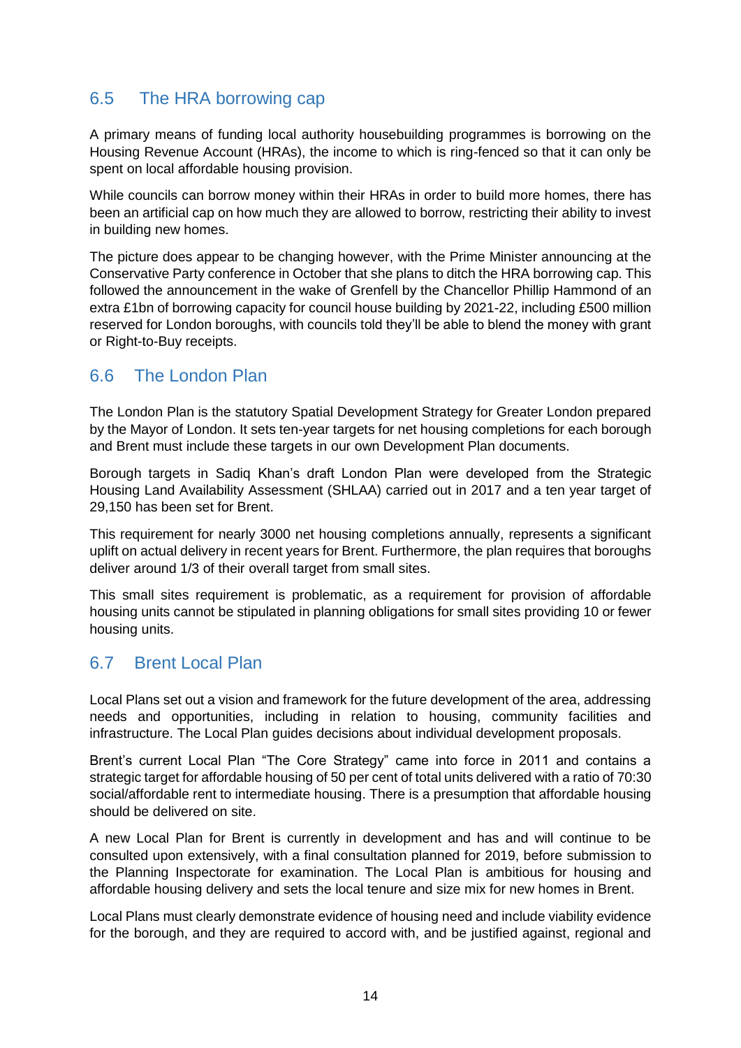## 6.5 The HRA borrowing cap

A primary means of funding local authority housebuilding programmes is borrowing on the Housing Revenue Account (HRAs), the income to which is ring-fenced so that it can only be spent on local affordable housing provision.

While councils can borrow money within their HRAs in order to build more homes, there has been an artificial cap on how much they are allowed to borrow, restricting their ability to invest in building new homes.

The picture does appear to be changing however, with the Prime Minister announcing at the Conservative Party conference in October that she plans to ditch the HRA borrowing cap. This followed the announcement in the wake of Grenfell by the Chancellor Phillip Hammond of an extra £1bn of borrowing capacity for council house building by 2021-22, including £500 million reserved for London boroughs, with councils told they'll be able to blend the money with grant or Right-to-Buy receipts.

## 6.6 The London Plan

The London Plan is the statutory Spatial Development Strategy for Greater London prepared by the Mayor of London. It sets ten-year targets for net housing completions for each borough and Brent must include these targets in our own Development Plan documents.

Borough targets in Sadiq Khan's draft London Plan were developed from the Strategic Housing Land Availability Assessment (SHLAA) carried out in 2017 and a ten year target of 29,150 has been set for Brent.

This requirement for nearly 3000 net housing completions annually, represents a significant uplift on actual delivery in recent years for Brent. Furthermore, the plan requires that boroughs deliver around 1/3 of their overall target from small sites.

This small sites requirement is problematic, as a requirement for provision of affordable housing units cannot be stipulated in planning obligations for small sites providing 10 or fewer housing units.

## 6.7 Brent Local Plan

Local Plans set out a vision and framework for the future development of the area, addressing needs and opportunities, including in relation to housing, community facilities and infrastructure. The Local Plan guides decisions about individual development proposals.

Brent's current Local Plan "The Core Strategy" came into force in 2011 and contains a strategic target for affordable housing of 50 per cent of total units delivered with a ratio of 70:30 social/affordable rent to intermediate housing. There is a presumption that affordable housing should be delivered on site.

A new Local Plan for Brent is currently in development and has and will continue to be consulted upon extensively, with a final consultation planned for 2019, before submission to the Planning Inspectorate for examination. The Local Plan is ambitious for housing and affordable housing delivery and sets the local tenure and size mix for new homes in Brent.

Local Plans must clearly demonstrate evidence of housing need and include viability evidence for the borough, and they are required to accord with, and be justified against, regional and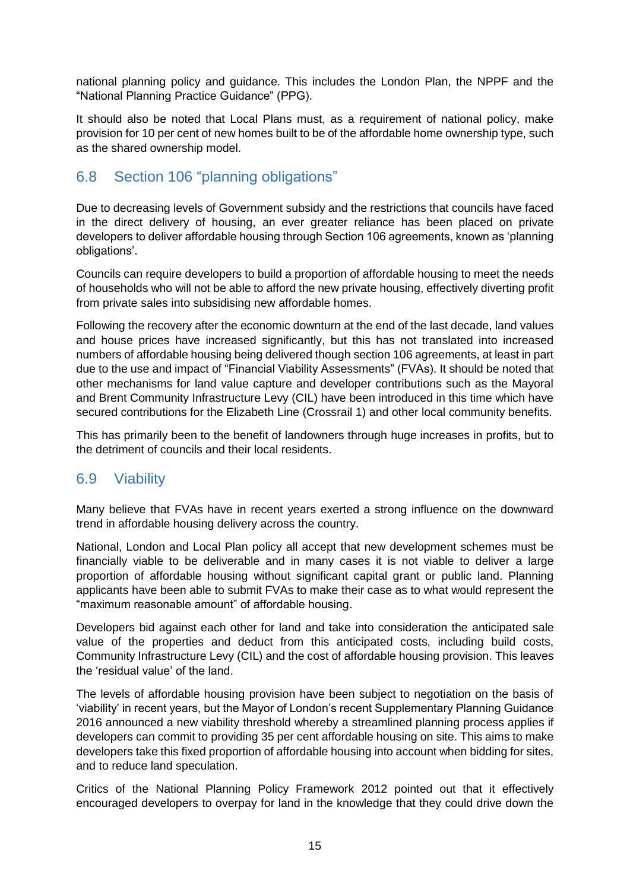national planning policy and guidance. This includes the London Plan, the NPPF and the "National Planning Practice Guidance" (PPG).

It should also be noted that Local Plans must, as a requirement of national policy, make provision for 10 per cent of new homes built to be of the affordable home ownership type, such as the shared ownership model.

## 6.8 Section 106 "planning obligations"

Due to decreasing levels of Government subsidy and the restrictions that councils have faced in the direct delivery of housing, an ever greater reliance has been placed on private developers to deliver affordable housing through Section 106 agreements, known as 'planning obligations'.

Councils can require developers to build a proportion of affordable housing to meet the needs of households who will not be able to afford the new private housing, effectively diverting profit from private sales into subsidising new affordable homes.

Following the recovery after the economic downturn at the end of the last decade, land values and house prices have increased significantly, but this has not translated into increased numbers of affordable housing being delivered though section 106 agreements, at least in part due to the use and impact of "Financial Viability Assessments" (FVAs). It should be noted that other mechanisms for land value capture and developer contributions such as the Mayoral and Brent Community Infrastructure Levy (CIL) have been introduced in this time which have secured contributions for the Elizabeth Line (Crossrail 1) and other local community benefits.

This has primarily been to the benefit of landowners through huge increases in profits, but to the detriment of councils and their local residents.

## 6.9 Viability

Many believe that FVAs have in recent years exerted a strong influence on the downward trend in affordable housing delivery across the country.

National, London and Local Plan policy all accept that new development schemes must be financially viable to be deliverable and in many cases it is not viable to deliver a large proportion of affordable housing without significant capital grant or public land. Planning applicants have been able to submit FVAs to make their case as to what would represent the "maximum reasonable amount" of affordable housing.

Developers bid against each other for land and take into consideration the anticipated sale value of the properties and deduct from this anticipated costs, including build costs, Community Infrastructure Levy (CIL) and the cost of affordable housing provision. This leaves the 'residual value' of the land.

The levels of affordable housing provision have been subject to negotiation on the basis of 'viability' in recent years, but the Mayor of London's recent Supplementary Planning Guidance 2016 announced a new viability threshold whereby a streamlined planning process applies if developers can commit to providing 35 per cent affordable housing on site. This aims to make developers take this fixed proportion of affordable housing into account when bidding for sites, and to reduce land speculation.

Critics of the National Planning Policy Framework 2012 pointed out that it effectively encouraged developers to overpay for land in the knowledge that they could drive down the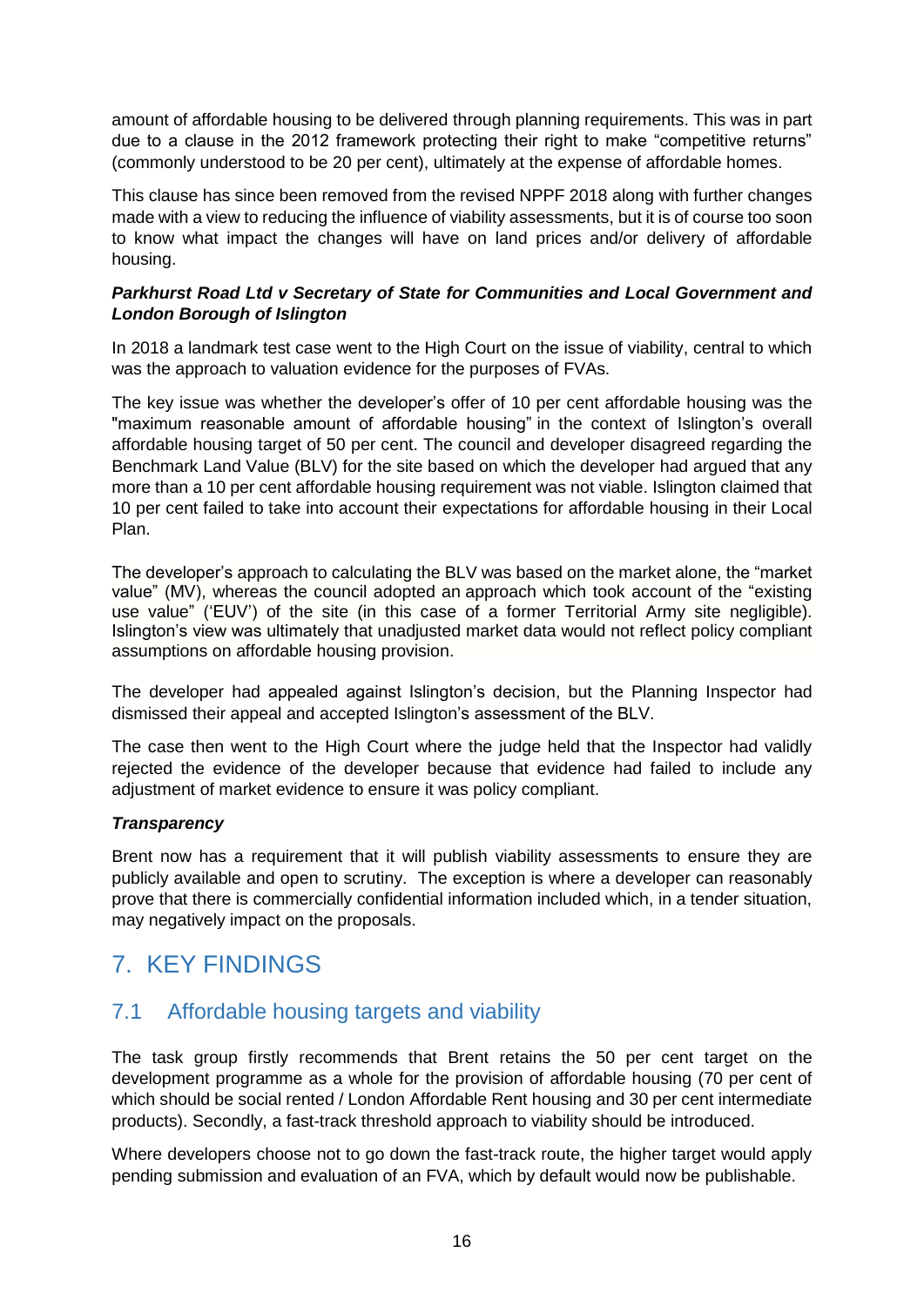amount of affordable housing to be delivered through planning requirements. This was in part due to a clause in the 2012 framework protecting their right to make "competitive returns" (commonly understood to be 20 per cent), ultimately at the expense of affordable homes.

This clause has since been removed from the revised NPPF 2018 along with further changes made with a view to reducing the influence of viability assessments, but it is of course too soon to know what impact the changes will have on land prices and/or delivery of affordable housing.

***Parkhurst Road Ltd v Secretary of State for Communities and Local Government and London Borough of Islington***

In 2018 a landmark test case went to the High Court on the issue of viability, central to which was the approach to valuation evidence for the purposes of FVAs.

The key issue was whether the developer's offer of 10 per cent affordable housing was the "maximum reasonable amount of affordable housing" in the context of Islington's overall affordable housing target of 50 per cent. The council and developer disagreed regarding the Benchmark Land Value (BLV) for the site based on which the developer had argued that any more than a 10 per cent affordable housing requirement was not viable. Islington claimed that 10 per cent failed to take into account their expectations for affordable housing in their Local Plan.

The developer's approach to calculating the BLV was based on the market alone, the "market value" (MV), whereas the council adopted an approach which took account of the "existing use value" ('EUV') of the site (in this case of a former Territorial Army site negligible). Islington's view was ultimately that unadjusted market data would not reflect policy compliant assumptions on affordable housing provision.

The developer had appealed against Islington's decision, but the Planning Inspector had dismissed their appeal and accepted Islington's assessment of the BLV.

The case then went to the High Court where the judge held that the Inspector had validly rejected the evidence of the developer because that evidence had failed to include any adjustment of market evidence to ensure it was policy compliant.

***Transparency***

Brent now has a requirement that it will publish viability assessments to ensure they are publicly available and open to scrutiny. The exception is where a developer can reasonably prove that there is commercially confidential information included which, in a tender situation, may negatively impact on the proposals.

# 7. KEY FINDINGS

## 7.1 Affordable housing targets and viability

The task group firstly recommends that Brent retains the 50 per cent target on the development programme as a whole for the provision of affordable housing (70 per cent of which should be social rented / London Affordable Rent housing and 30 per cent intermediate products). Secondly, a fast-track threshold approach to viability should be introduced.

Where developers choose not to go down the fast-track route, the higher target would apply pending submission and evaluation of an FVA, which by default would now be publishable.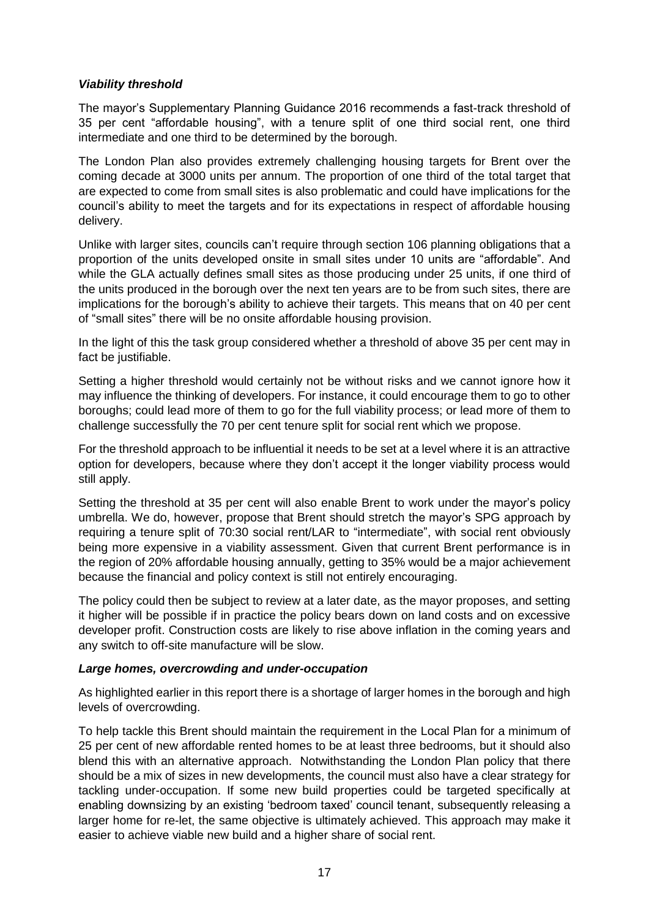### *Viability threshold*

The mayor's Supplementary Planning Guidance 2016 recommends a fast-track threshold of 35 per cent "affordable housing", with a tenure split of one third social rent, one third intermediate and one third to be determined by the borough.

The London Plan also provides extremely challenging housing targets for Brent over the coming decade at 3000 units per annum. The proportion of one third of the total target that are expected to come from small sites is also problematic and could have implications for the council's ability to meet the targets and for its expectations in respect of affordable housing delivery.

Unlike with larger sites, councils can't require through section 106 planning obligations that a proportion of the units developed onsite in small sites under 10 units are "affordable". And while the GLA actually defines small sites as those producing under 25 units, if one third of the units produced in the borough over the next ten years are to be from such sites, there are implications for the borough's ability to achieve their targets. This means that on 40 per cent of "small sites" there will be no onsite affordable housing provision.

In the light of this the task group considered whether a threshold of above 35 per cent may in fact be justifiable.

Setting a higher threshold would certainly not be without risks and we cannot ignore how it may influence the thinking of developers. For instance, it could encourage them to go to other boroughs; could lead more of them to go for the full viability process; or lead more of them to challenge successfully the 70 per cent tenure split for social rent which we propose.

For the threshold approach to be influential it needs to be set at a level where it is an attractive option for developers, because where they don't accept it the longer viability process would still apply.

Setting the threshold at 35 per cent will also enable Brent to work under the mayor's policy umbrella. We do, however, propose that Brent should stretch the mayor's SPG approach by requiring a tenure split of 70:30 social rent/LAR to "intermediate", with social rent obviously being more expensive in a viability assessment. Given that current Brent performance is in the region of 20% affordable housing annually, getting to 35% would be a major achievement because the financial and policy context is still not entirely encouraging.

The policy could then be subject to review at a later date, as the mayor proposes, and setting it higher will be possible if in practice the policy bears down on land costs and on excessive developer profit. Construction costs are likely to rise above inflation in the coming years and any switch to off-site manufacture will be slow.

### *Large homes, overcrowding and under-occupation*

As highlighted earlier in this report there is a shortage of larger homes in the borough and high levels of overcrowding.

To help tackle this Brent should maintain the requirement in the Local Plan for a minimum of 25 per cent of new affordable rented homes to be at least three bedrooms, but it should also blend this with an alternative approach. Notwithstanding the London Plan policy that there should be a mix of sizes in new developments, the council must also have a clear strategy for tackling under-occupation. If some new build properties could be targeted specifically at enabling downsizing by an existing 'bedroom taxed' council tenant, subsequently releasing a larger home for re-let, the same objective is ultimately achieved. This approach may make it easier to achieve viable new build and a higher share of social rent.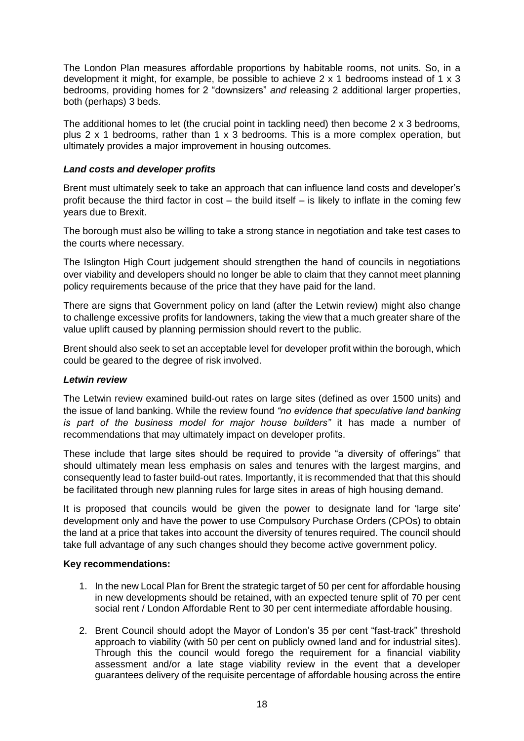The London Plan measures affordable proportions by habitable rooms, not units. So, in a development it might, for example, be possible to achieve 2 x 1 bedrooms instead of 1 x 3 bedrooms, providing homes for 2 "downsizers" *and* releasing 2 additional larger properties, both (perhaps) 3 beds.

The additional homes to let (the crucial point in tackling need) then become 2 x 3 bedrooms, plus 2 x 1 bedrooms, rather than 1 x 3 bedrooms. This is a more complex operation, but ultimately provides a major improvement in housing outcomes.

### *Land costs and developer profits*

Brent must ultimately seek to take an approach that can influence land costs and developer's profit because the third factor in cost – the build itself – is likely to inflate in the coming few years due to Brexit.

The borough must also be willing to take a strong stance in negotiation and take test cases to the courts where necessary.

The Islington High Court judgement should strengthen the hand of councils in negotiations over viability and developers should no longer be able to claim that they cannot meet planning policy requirements because of the price that they have paid for the land.

There are signs that Government policy on land (after the Letwin review) might also change to challenge excessive profits for landowners, taking the view that a much greater share of the value uplift caused by planning permission should revert to the public.

Brent should also seek to set an acceptable level for developer profit within the borough, which could be geared to the degree of risk involved.

### *Letwin review*

The Letwin review examined build-out rates on large sites (defined as over 1500 units) and the issue of land banking. While the review found *"no evidence that speculative land banking is part of the business model for major house builders"* it has made a number of recommendations that may ultimately impact on developer profits.

These include that large sites should be required to provide "a diversity of offerings" that should ultimately mean less emphasis on sales and tenures with the largest margins, and consequently lead to faster build-out rates. Importantly, it is recommended that that this should be facilitated through new planning rules for large sites in areas of high housing demand.

It is proposed that councils would be given the power to designate land for 'large site' development only and have the power to use Compulsory Purchase Orders (CPOs) to obtain the land at a price that takes into account the diversity of tenures required. The council should take full advantage of any such changes should they become active government policy.

**Key recommendations:**

1. In the new Local Plan for Brent the strategic target of 50 per cent for affordable housing in new developments should be retained, with an expected tenure split of 70 per cent social rent / London Affordable Rent to 30 per cent intermediate affordable housing.

2. Brent Council should adopt the Mayor of London's 35 per cent "fast-track" threshold approach to viability (with 50 per cent on publicly owned land and for industrial sites). Through this the council would forego the requirement for a financial viability assessment and/or a late stage viability review in the event that a developer guarantees delivery of the requisite percentage of affordable housing across the entire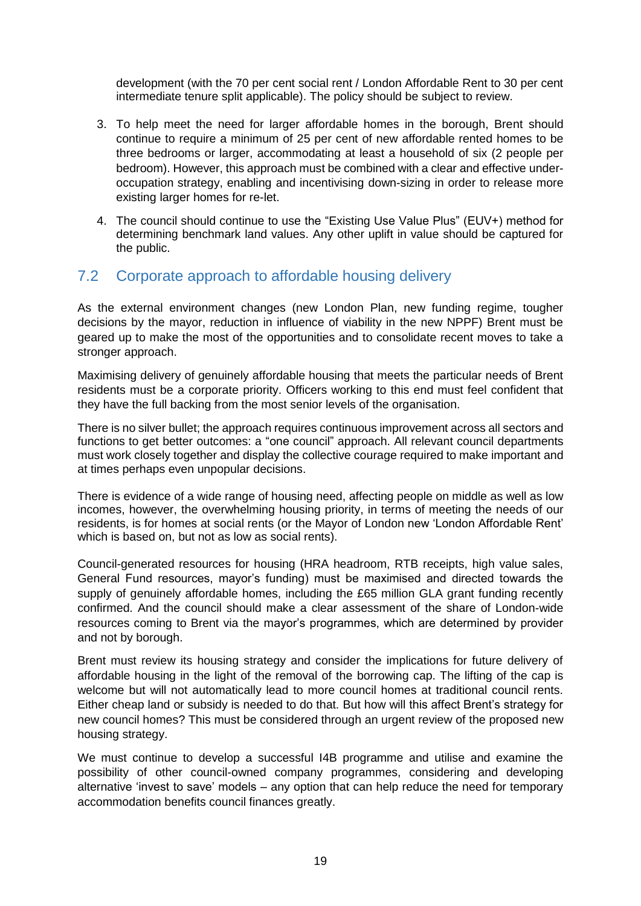development (with the 70 per cent social rent / London Affordable Rent to 30 per cent intermediate tenure split applicable). The policy should be subject to review.

3. To help meet the need for larger affordable homes in the borough, Brent should continue to require a minimum of 25 per cent of new affordable rented homes to be three bedrooms or larger, accommodating at least a household of six (2 people per bedroom). However, this approach must be combined with a clear and effective under-occupation strategy, enabling and incentivising down-sizing in order to release more existing larger homes for re-let.

4. The council should continue to use the "Existing Use Value Plus" (EUV+) method for determining benchmark land values. Any other uplift in value should be captured for the public.

## 7.2 Corporate approach to affordable housing delivery

As the external environment changes (new London Plan, new funding regime, tougher decisions by the mayor, reduction in influence of viability in the new NPPF) Brent must be geared up to make the most of the opportunities and to consolidate recent moves to take a stronger approach.

Maximising delivery of genuinely affordable housing that meets the particular needs of Brent residents must be a corporate priority. Officers working to this end must feel confident that they have the full backing from the most senior levels of the organisation.

There is no silver bullet; the approach requires continuous improvement across all sectors and functions to get better outcomes: a "one council" approach. All relevant council departments must work closely together and display the collective courage required to make important and at times perhaps even unpopular decisions.

There is evidence of a wide range of housing need, affecting people on middle as well as low incomes, however, the overwhelming housing priority, in terms of meeting the needs of our residents, is for homes at social rents (or the Mayor of London new 'London Affordable Rent' which is based on, but not as low as social rents).

Council-generated resources for housing (HRA headroom, RTB receipts, high value sales, General Fund resources, mayor's funding) must be maximised and directed towards the supply of genuinely affordable homes, including the £65 million GLA grant funding recently confirmed. And the council should make a clear assessment of the share of London-wide resources coming to Brent via the mayor's programmes, which are determined by provider and not by borough.

Brent must review its housing strategy and consider the implications for future delivery of affordable housing in the light of the removal of the borrowing cap. The lifting of the cap is welcome but will not automatically lead to more council homes at traditional council rents. Either cheap land or subsidy is needed to do that. But how will this affect Brent's strategy for new council homes? This must be considered through an urgent review of the proposed new housing strategy.

We must continue to develop a successful I4B programme and utilise and examine the possibility of other council-owned company programmes, considering and developing alternative 'invest to save' models – any option that can help reduce the need for temporary accommodation benefits council finances greatly.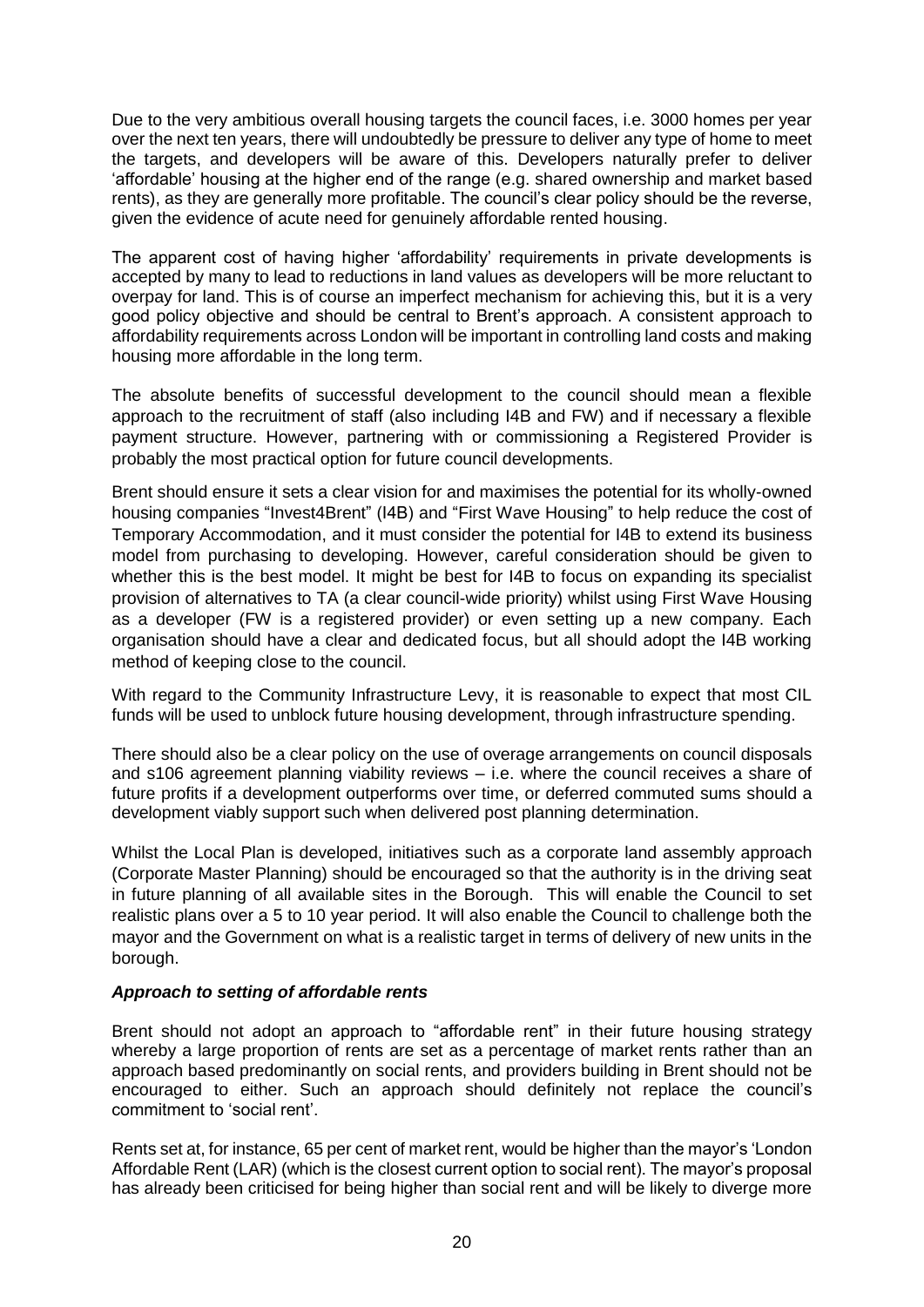Due to the very ambitious overall housing targets the council faces, i.e. 3000 homes per year over the next ten years, there will undoubtedly be pressure to deliver any type of home to meet the targets, and developers will be aware of this. Developers naturally prefer to deliver 'affordable' housing at the higher end of the range (e.g. shared ownership and market based rents), as they are generally more profitable. The council's clear policy should be the reverse, given the evidence of acute need for genuinely affordable rented housing.

The apparent cost of having higher 'affordability' requirements in private developments is accepted by many to lead to reductions in land values as developers will be more reluctant to overpay for land. This is of course an imperfect mechanism for achieving this, but it is a very good policy objective and should be central to Brent's approach. A consistent approach to affordability requirements across London will be important in controlling land costs and making housing more affordable in the long term.

The absolute benefits of successful development to the council should mean a flexible approach to the recruitment of staff (also including I4B and FW) and if necessary a flexible payment structure. However, partnering with or commissioning a Registered Provider is probably the most practical option for future council developments.

Brent should ensure it sets a clear vision for and maximises the potential for its wholly-owned housing companies "Invest4Brent" (I4B) and "First Wave Housing" to help reduce the cost of Temporary Accommodation, and it must consider the potential for I4B to extend its business model from purchasing to developing. However, careful consideration should be given to whether this is the best model. It might be best for I4B to focus on expanding its specialist provision of alternatives to TA (a clear council-wide priority) whilst using First Wave Housing as a developer (FW is a registered provider) or even setting up a new company. Each organisation should have a clear and dedicated focus, but all should adopt the I4B working method of keeping close to the council.

With regard to the Community Infrastructure Levy, it is reasonable to expect that most CIL funds will be used to unblock future housing development, through infrastructure spending.

There should also be a clear policy on the use of overage arrangements on council disposals and s106 agreement planning viability reviews – i.e. where the council receives a share of future profits if a development outperforms over time, or deferred commuted sums should a development viably support such when delivered post planning determination.

Whilst the Local Plan is developed, initiatives such as a corporate land assembly approach (Corporate Master Planning) should be encouraged so that the authority is in the driving seat in future planning of all available sites in the Borough. This will enable the Council to set realistic plans over a 5 to 10 year period. It will also enable the Council to challenge both the mayor and the Government on what is a realistic target in terms of delivery of new units in the borough.

***Approach to setting of affordable rents***

Brent should not adopt an approach to "affordable rent" in their future housing strategy whereby a large proportion of rents are set as a percentage of market rents rather than an approach based predominantly on social rents, and providers building in Brent should not be encouraged to either. Such an approach should definitely not replace the council's commitment to 'social rent'.

Rents set at, for instance, 65 per cent of market rent, would be higher than the mayor's 'London Affordable Rent (LAR) (which is the closest current option to social rent). The mayor's proposal has already been criticised for being higher than social rent and will be likely to diverge more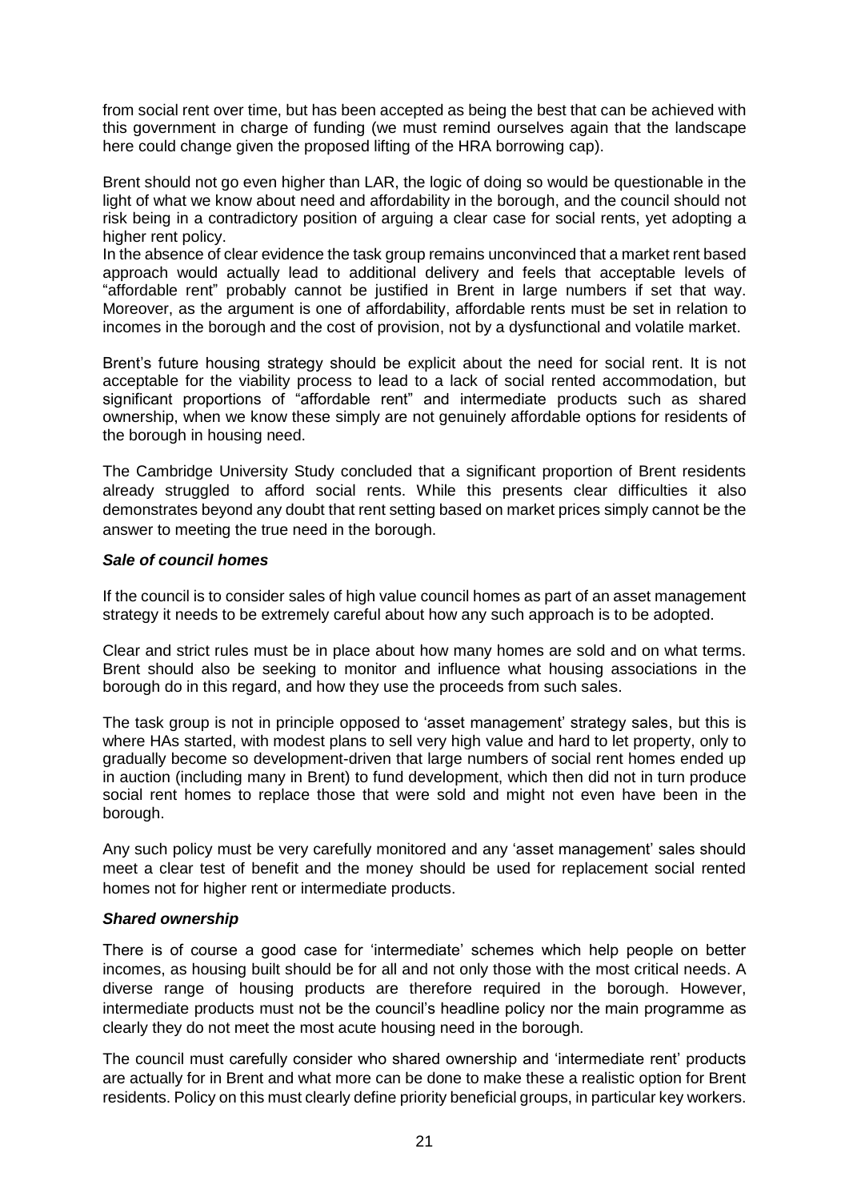from social rent over time, but has been accepted as being the best that can be achieved with this government in charge of funding (we must remind ourselves again that the landscape here could change given the proposed lifting of the HRA borrowing cap).

Brent should not go even higher than LAR, the logic of doing so would be questionable in the light of what we know about need and affordability in the borough, and the council should not risk being in a contradictory position of arguing a clear case for social rents, yet adopting a higher rent policy.

In the absence of clear evidence the task group remains unconvinced that a market rent based approach would actually lead to additional delivery and feels that acceptable levels of "affordable rent" probably cannot be justified in Brent in large numbers if set that way. Moreover, as the argument is one of affordability, affordable rents must be set in relation to incomes in the borough and the cost of provision, not by a dysfunctional and volatile market.

Brent's future housing strategy should be explicit about the need for social rent. It is not acceptable for the viability process to lead to a lack of social rented accommodation, but significant proportions of "affordable rent" and intermediate products such as shared ownership, when we know these simply are not genuinely affordable options for residents of the borough in housing need.

The Cambridge University Study concluded that a significant proportion of Brent residents already struggled to afford social rents. While this presents clear difficulties it also demonstrates beyond any doubt that rent setting based on market prices simply cannot be the answer to meeting the true need in the borough.

***Sale of council homes***

If the council is to consider sales of high value council homes as part of an asset management strategy it needs to be extremely careful about how any such approach is to be adopted.

Clear and strict rules must be in place about how many homes are sold and on what terms. Brent should also be seeking to monitor and influence what housing associations in the borough do in this regard, and how they use the proceeds from such sales.

The task group is not in principle opposed to 'asset management' strategy sales, but this is where HAs started, with modest plans to sell very high value and hard to let property, only to gradually become so development-driven that large numbers of social rent homes ended up in auction (including many in Brent) to fund development, which then did not in turn produce social rent homes to replace those that were sold and might not even have been in the borough.

Any such policy must be very carefully monitored and any 'asset management' sales should meet a clear test of benefit and the money should be used for replacement social rented homes not for higher rent or intermediate products.

***Shared ownership***

There is of course a good case for 'intermediate' schemes which help people on better incomes, as housing built should be for all and not only those with the most critical needs. A diverse range of housing products are therefore required in the borough. However, intermediate products must not be the council's headline policy nor the main programme as clearly they do not meet the most acute housing need in the borough.

The council must carefully consider who shared ownership and 'intermediate rent' products are actually for in Brent and what more can be done to make these a realistic option for Brent residents. Policy on this must clearly define priority beneficial groups, in particular key workers.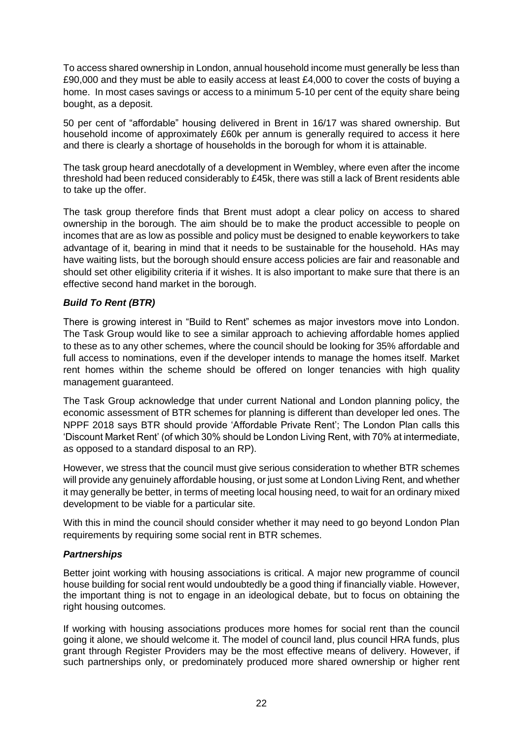To access shared ownership in London, annual household income must generally be less than £90,000 and they must be able to easily access at least £4,000 to cover the costs of buying a home. In most cases savings or access to a minimum 5-10 per cent of the equity share being bought, as a deposit.

50 per cent of "affordable" housing delivered in Brent in 16/17 was shared ownership. But household income of approximately £60k per annum is generally required to access it here and there is clearly a shortage of households in the borough for whom it is attainable.

The task group heard anecdotally of a development in Wembley, where even after the income threshold had been reduced considerably to £45k, there was still a lack of Brent residents able to take up the offer.

The task group therefore finds that Brent must adopt a clear policy on access to shared ownership in the borough. The aim should be to make the product accessible to people on incomes that are as low as possible and policy must be designed to enable keyworkers to take advantage of it, bearing in mind that it needs to be sustainable for the household. HAs may have waiting lists, but the borough should ensure access policies are fair and reasonable and should set other eligibility criteria if it wishes. It is also important to make sure that there is an effective second hand market in the borough.

### *Build To Rent (BTR)*

There is growing interest in "Build to Rent" schemes as major investors move into London. The Task Group would like to see a similar approach to achieving affordable homes applied to these as to any other schemes, where the council should be looking for 35% affordable and full access to nominations, even if the developer intends to manage the homes itself. Market rent homes within the scheme should be offered on longer tenancies with high quality management guaranteed.

The Task Group acknowledge that under current National and London planning policy, the economic assessment of BTR schemes for planning is different than developer led ones. The NPPF 2018 says BTR should provide 'Affordable Private Rent'; The London Plan calls this 'Discount Market Rent' (of which 30% should be London Living Rent, with 70% at intermediate, as opposed to a standard disposal to an RP).

However, we stress that the council must give serious consideration to whether BTR schemes will provide any genuinely affordable housing, or just some at London Living Rent, and whether it may generally be better, in terms of meeting local housing need, to wait for an ordinary mixed development to be viable for a particular site.

With this in mind the council should consider whether it may need to go beyond London Plan requirements by requiring some social rent in BTR schemes.

### *Partnerships*

Better joint working with housing associations is critical. A major new programme of council house building for social rent would undoubtedly be a good thing if financially viable. However, the important thing is not to engage in an ideological debate, but to focus on obtaining the right housing outcomes.

If working with housing associations produces more homes for social rent than the council going it alone, we should welcome it. The model of council land, plus council HRA funds, plus grant through Register Providers may be the most effective means of delivery. However, if such partnerships only, or predominately produced more shared ownership or higher rent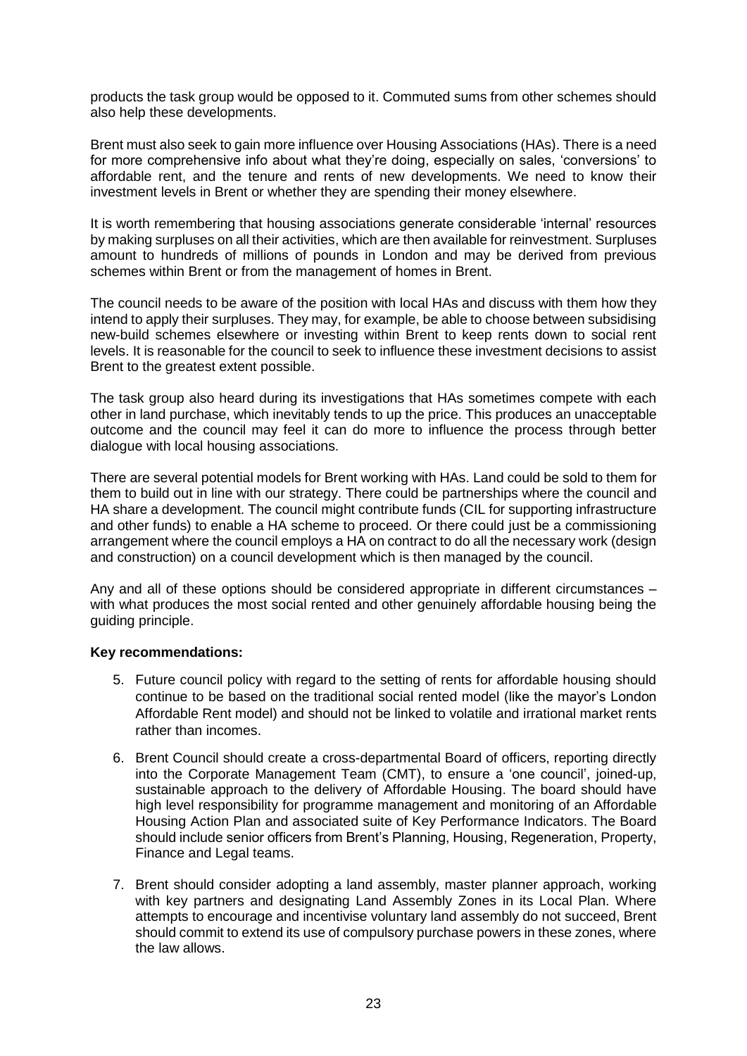products the task group would be opposed to it. Commuted sums from other schemes should also help these developments.

Brent must also seek to gain more influence over Housing Associations (HAs). There is a need for more comprehensive info about what they're doing, especially on sales, 'conversions' to affordable rent, and the tenure and rents of new developments. We need to know their investment levels in Brent or whether they are spending their money elsewhere.

It is worth remembering that housing associations generate considerable 'internal' resources by making surpluses on all their activities, which are then available for reinvestment. Surpluses amount to hundreds of millions of pounds in London and may be derived from previous schemes within Brent or from the management of homes in Brent.

The council needs to be aware of the position with local HAs and discuss with them how they intend to apply their surpluses. They may, for example, be able to choose between subsidising new-build schemes elsewhere or investing within Brent to keep rents down to social rent levels. It is reasonable for the council to seek to influence these investment decisions to assist Brent to the greatest extent possible.

The task group also heard during its investigations that HAs sometimes compete with each other in land purchase, which inevitably tends to up the price. This produces an unacceptable outcome and the council may feel it can do more to influence the process through better dialogue with local housing associations.

There are several potential models for Brent working with HAs. Land could be sold to them for them to build out in line with our strategy. There could be partnerships where the council and HA share a development. The council might contribute funds (CIL for supporting infrastructure and other funds) to enable a HA scheme to proceed. Or there could just be a commissioning arrangement where the council employs a HA on contract to do all the necessary work (design and construction) on a council development which is then managed by the council.

Any and all of these options should be considered appropriate in different circumstances – with what produces the most social rented and other genuinely affordable housing being the guiding principle.

**Key recommendations:**

5. Future council policy with regard to the setting of rents for affordable housing should continue to be based on the traditional social rented model (like the mayor's London Affordable Rent model) and should not be linked to volatile and irrational market rents rather than incomes.
6. Brent Council should create a cross-departmental Board of officers, reporting directly into the Corporate Management Team (CMT), to ensure a 'one council', joined-up, sustainable approach to the delivery of Affordable Housing. The board should have high level responsibility for programme management and monitoring of an Affordable Housing Action Plan and associated suite of Key Performance Indicators. The Board should include senior officers from Brent's Planning, Housing, Regeneration, Property, Finance and Legal teams.
7. Brent should consider adopting a land assembly, master planner approach, working with key partners and designating Land Assembly Zones in its Local Plan. Where attempts to encourage and incentivise voluntary land assembly do not succeed, Brent should commit to extend its use of compulsory purchase powers in these zones, where the law allows.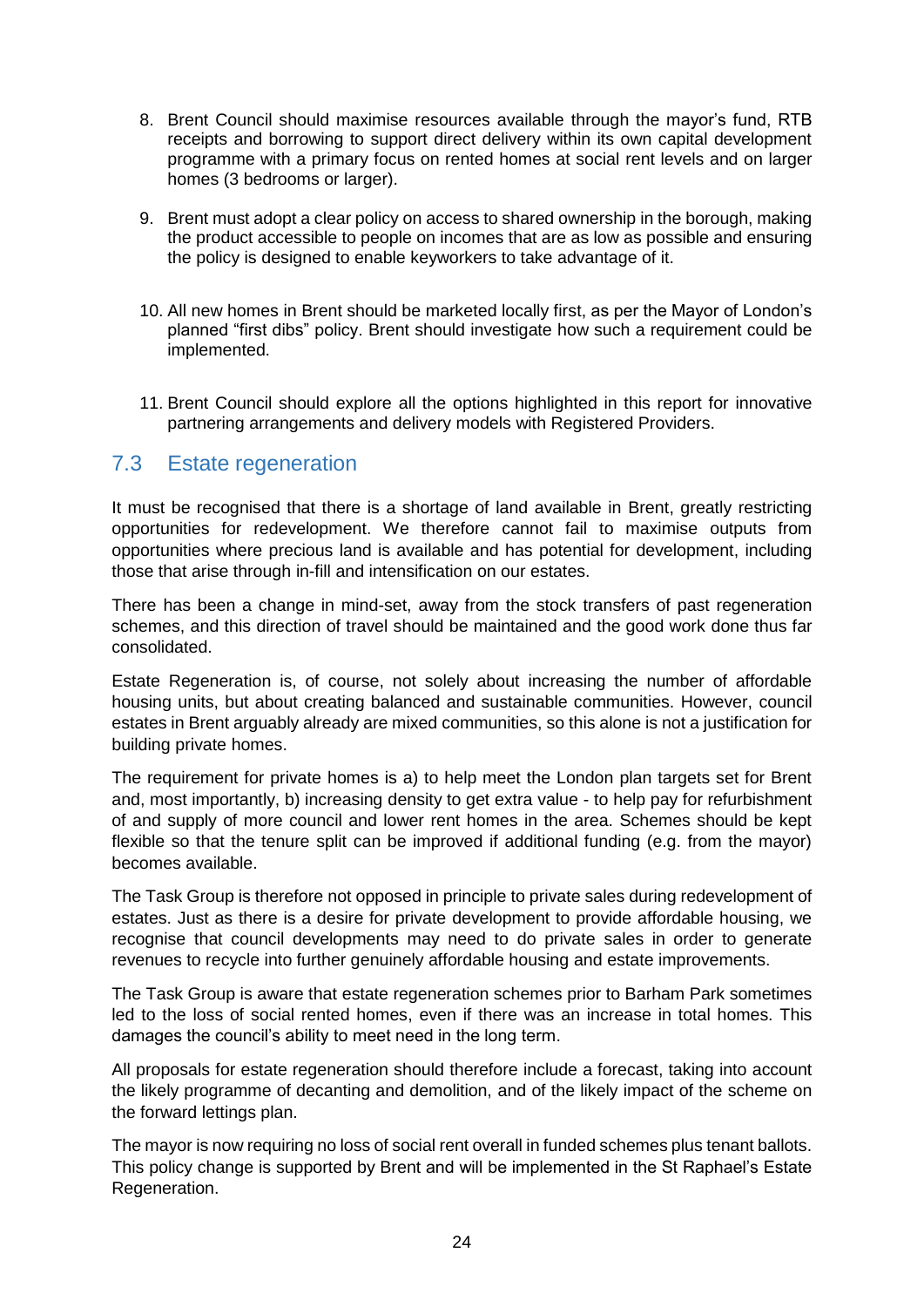8. Brent Council should maximise resources available through the mayor's fund, RTB receipts and borrowing to support direct delivery within its own capital development programme with a primary focus on rented homes at social rent levels and on larger homes (3 bedrooms or larger).

9. Brent must adopt a clear policy on access to shared ownership in the borough, making the product accessible to people on incomes that are as low as possible and ensuring the policy is designed to enable keyworkers to take advantage of it.

10. All new homes in Brent should be marketed locally first, as per the Mayor of London's planned "first dibs" policy. Brent should investigate how such a requirement could be implemented.

11. Brent Council should explore all the options highlighted in this report for innovative partnering arrangements and delivery models with Registered Providers.

## 7.3 Estate regeneration

It must be recognised that there is a shortage of land available in Brent, greatly restricting opportunities for redevelopment. We therefore cannot fail to maximise outputs from opportunities where precious land is available and has potential for development, including those that arise through in-fill and intensification on our estates.

There has been a change in mind-set, away from the stock transfers of past regeneration schemes, and this direction of travel should be maintained and the good work done thus far consolidated.

Estate Regeneration is, of course, not solely about increasing the number of affordable housing units, but about creating balanced and sustainable communities. However, council estates in Brent arguably already are mixed communities, so this alone is not a justification for building private homes.

The requirement for private homes is a) to help meet the London plan targets set for Brent and, most importantly, b) increasing density to get extra value - to help pay for refurbishment of and supply of more council and lower rent homes in the area. Schemes should be kept flexible so that the tenure split can be improved if additional funding (e.g. from the mayor) becomes available.

The Task Group is therefore not opposed in principle to private sales during redevelopment of estates. Just as there is a desire for private development to provide affordable housing, we recognise that council developments may need to do private sales in order to generate revenues to recycle into further genuinely affordable housing and estate improvements.

The Task Group is aware that estate regeneration schemes prior to Barham Park sometimes led to the loss of social rented homes, even if there was an increase in total homes. This damages the council's ability to meet need in the long term.

All proposals for estate regeneration should therefore include a forecast, taking into account the likely programme of decanting and demolition, and of the likely impact of the scheme on the forward lettings plan.

The mayor is now requiring no loss of social rent overall in funded schemes plus tenant ballots. This policy change is supported by Brent and will be implemented in the St Raphael's Estate Regeneration.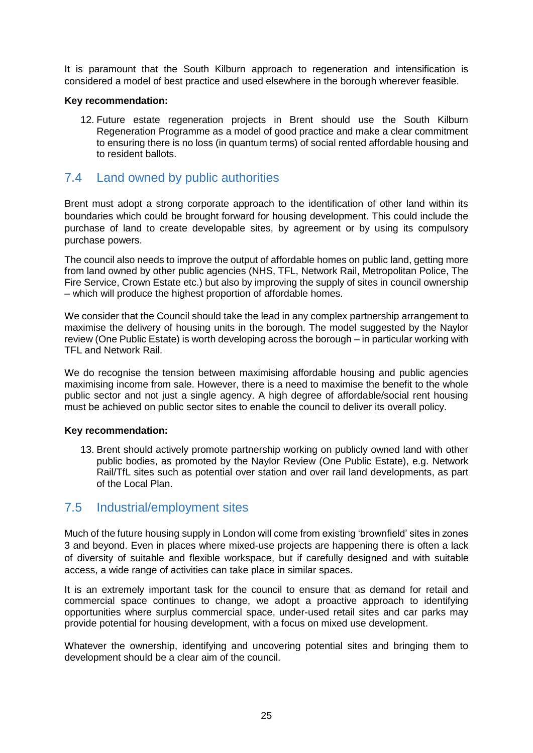It is paramount that the South Kilburn approach to regeneration and intensification is considered a model of best practice and used elsewhere in the borough wherever feasible.

**Key recommendation:**

12. Future estate regeneration projects in Brent should use the South Kilburn Regeneration Programme as a model of good practice and make a clear commitment to ensuring there is no loss (in quantum terms) of social rented affordable housing and to resident ballots.

## 7.4 Land owned by public authorities

Brent must adopt a strong corporate approach to the identification of other land within its boundaries which could be brought forward for housing development. This could include the purchase of land to create developable sites, by agreement or by using its compulsory purchase powers.

The council also needs to improve the output of affordable homes on public land, getting more from land owned by other public agencies (NHS, TFL, Network Rail, Metropolitan Police, The Fire Service, Crown Estate etc.) but also by improving the supply of sites in council ownership – which will produce the highest proportion of affordable homes.

We consider that the Council should take the lead in any complex partnership arrangement to maximise the delivery of housing units in the borough. The model suggested by the Naylor review (One Public Estate) is worth developing across the borough – in particular working with TFL and Network Rail.

We do recognise the tension between maximising affordable housing and public agencies maximising income from sale. However, there is a need to maximise the benefit to the whole public sector and not just a single agency. A high degree of affordable/social rent housing must be achieved on public sector sites to enable the council to deliver its overall policy.

**Key recommendation:**

13. Brent should actively promote partnership working on publicly owned land with other public bodies, as promoted by the Naylor Review (One Public Estate), e.g. Network Rail/TfL sites such as potential over station and over rail land developments, as part of the Local Plan.

## 7.5 Industrial/employment sites

Much of the future housing supply in London will come from existing 'brownfield' sites in zones 3 and beyond. Even in places where mixed-use projects are happening there is often a lack of diversity of suitable and flexible workspace, but if carefully designed and with suitable access, a wide range of activities can take place in similar spaces.

It is an extremely important task for the council to ensure that as demand for retail and commercial space continues to change, we adopt a proactive approach to identifying opportunities where surplus commercial space, under-used retail sites and car parks may provide potential for housing development, with a focus on mixed use development.

Whatever the ownership, identifying and uncovering potential sites and bringing them to development should be a clear aim of the council.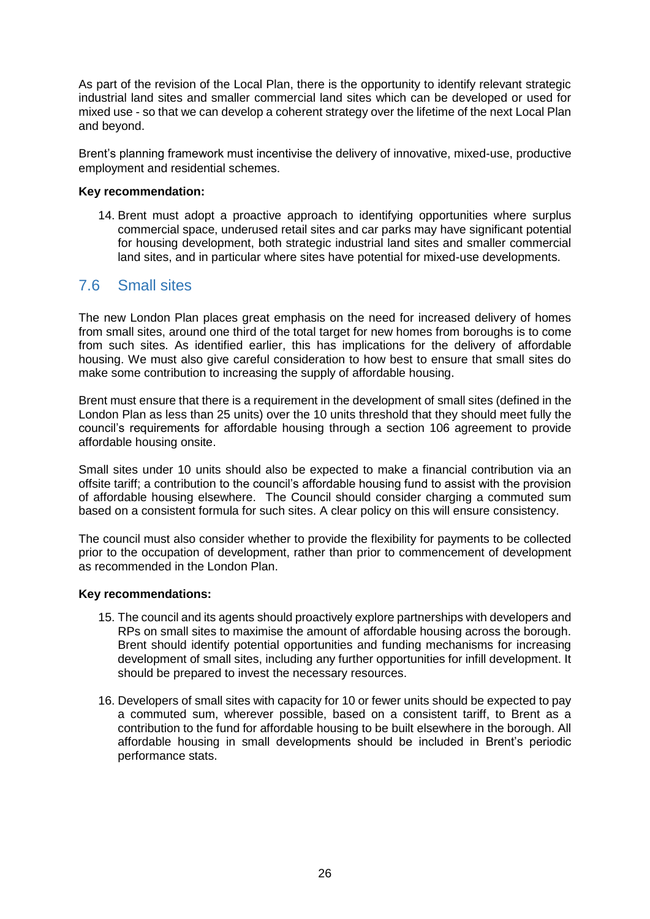As part of the revision of the Local Plan, there is the opportunity to identify relevant strategic industrial land sites and smaller commercial land sites which can be developed or used for mixed use - so that we can develop a coherent strategy over the lifetime of the next Local Plan and beyond.

Brent's planning framework must incentivise the delivery of innovative, mixed-use, productive employment and residential schemes.

**Key recommendation:**

14. Brent must adopt a proactive approach to identifying opportunities where surplus commercial space, underused retail sites and car parks may have significant potential for housing development, both strategic industrial land sites and smaller commercial land sites, and in particular where sites have potential for mixed-use developments.

## 7.6 Small sites

The new London Plan places great emphasis on the need for increased delivery of homes from small sites, around one third of the total target for new homes from boroughs is to come from such sites. As identified earlier, this has implications for the delivery of affordable housing. We must also give careful consideration to how best to ensure that small sites do make some contribution to increasing the supply of affordable housing.

Brent must ensure that there is a requirement in the development of small sites (defined in the London Plan as less than 25 units) over the 10 units threshold that they should meet fully the council's requirements for affordable housing through a section 106 agreement to provide affordable housing onsite.

Small sites under 10 units should also be expected to make a financial contribution via an offsite tariff; a contribution to the council's affordable housing fund to assist with the provision of affordable housing elsewhere. The Council should consider charging a commuted sum based on a consistent formula for such sites. A clear policy on this will ensure consistency.

The council must also consider whether to provide the flexibility for payments to be collected prior to the occupation of development, rather than prior to commencement of development as recommended in the London Plan.

**Key recommendations:**

15. The council and its agents should proactively explore partnerships with developers and RPs on small sites to maximise the amount of affordable housing across the borough. Brent should identify potential opportunities and funding mechanisms for increasing development of small sites, including any further opportunities for infill development. It should be prepared to invest the necessary resources.

16. Developers of small sites with capacity for 10 or fewer units should be expected to pay a commuted sum, wherever possible, based on a consistent tariff, to Brent as a contribution to the fund for affordable housing to be built elsewhere in the borough. All affordable housing in small developments should be included in Brent's periodic performance stats.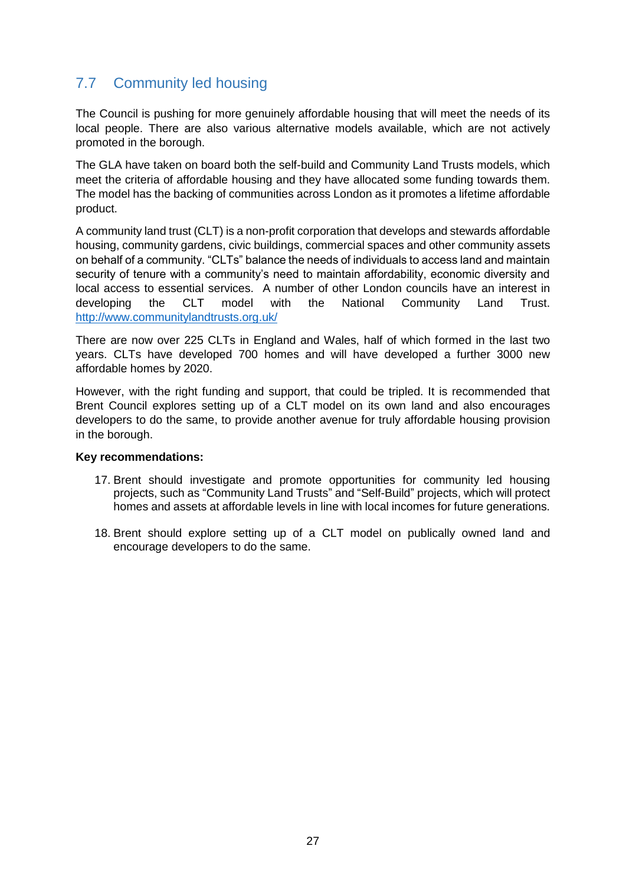## 7.7 Community led housing

The Council is pushing for more genuinely affordable housing that will meet the needs of its local people. There are also various alternative models available, which are not actively promoted in the borough.

The GLA have taken on board both the self-build and Community Land Trusts models, which meet the criteria of affordable housing and they have allocated some funding towards them. The model has the backing of communities across London as it promotes a lifetime affordable product.

A community land trust (CLT) is a non-profit corporation that develops and stewards affordable housing, community gardens, civic buildings, commercial spaces and other community assets on behalf of a community. "CLTs" balance the needs of individuals to access land and maintain security of tenure with a community's need to maintain affordability, economic diversity and local access to essential services. A number of other London councils have an interest in developing the CLT model with the National Community Land Trust. http://www.communitylandtrusts.org.uk/

There are now over 225 CLTs in England and Wales, half of which formed in the last two years. CLTs have developed 700 homes and will have developed a further 3000 new affordable homes by 2020.

However, with the right funding and support, that could be tripled. It is recommended that Brent Council explores setting up of a CLT model on its own land and also encourages developers to do the same, to provide another avenue for truly affordable housing provision in the borough.

**Key recommendations:**

17. Brent should investigate and promote opportunities for community led housing projects, such as "Community Land Trusts" and "Self-Build" projects, which will protect homes and assets at affordable levels in line with local incomes for future generations.

18. Brent should explore setting up of a CLT model on publically owned land and encourage developers to do the same.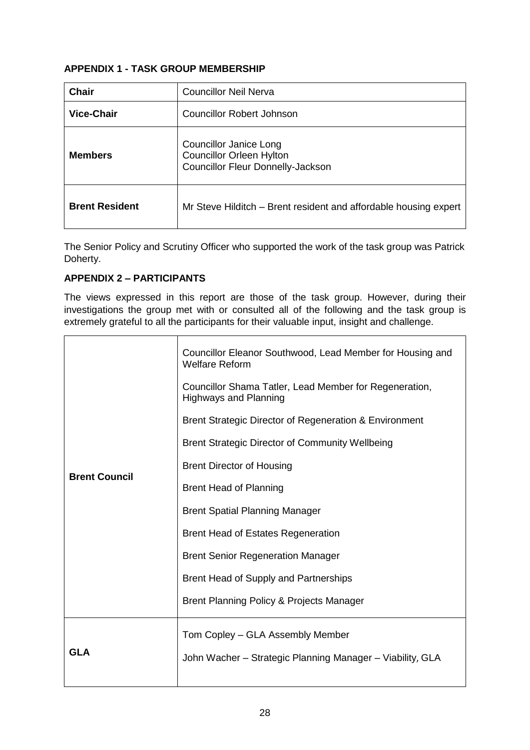**APPENDIX 1 - TASK GROUP MEMBERSHIP**

| **Chair** | Councillor Neil Nerva |
|---|---|
| **Vice-Chair** | Councillor Robert Johnson |
| **Members** | Councillor Janice Long<br>Councillor Orleen Hylton<br>Councillor Fleur Donnelly-Jackson |
| **Brent Resident** | Mr Steve Hilditch – Brent resident and affordable housing expert |

The Senior Policy and Scrutiny Officer who supported the work of the task group was Patrick Doherty.

**APPENDIX 2 – PARTICIPANTS**

The views expressed in this report are those of the task group. However, during their investigations the group met with or consulted all of the following and the task group is extremely grateful to all the participants for their valuable input, insight and challenge.

| | |
|---|---|
| **Brent Council** | Councillor Eleanor Southwood, Lead Member for Housing and Welfare Reform<br>Councillor Shama Tatler, Lead Member for Regeneration, Highways and Planning<br>Brent Strategic Director of Regeneration & Environment<br>Brent Strategic Director of Community Wellbeing<br>Brent Director of Housing<br>Brent Head of Planning<br>Brent Spatial Planning Manager<br>Brent Head of Estates Regeneration<br>Brent Senior Regeneration Manager<br>Brent Head of Supply and Partnerships<br>Brent Planning Policy & Projects Manager |
| **GLA** | Tom Copley – GLA Assembly Member<br>John Wacher – Strategic Planning Manager – Viability, GLA |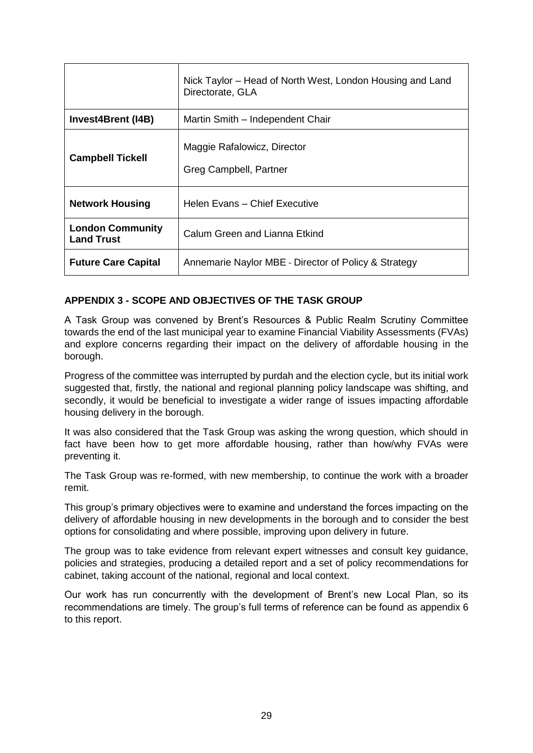| | |
|---|---|
| | Nick Taylor – Head of North West, London Housing and Land Directorate, GLA |
| **Invest4Brent (I4B)** | Martin Smith – Independent Chair |
| **Campbell Tickell** | Maggie Rafalowicz, Director<br><br>Greg Campbell, Partner |
| **Network Housing** | Helen Evans – Chief Executive |
| **London Community Land Trust** | Calum Green and Lianna Etkind |
| **Future Care Capital** | Annemarie Naylor MBE - Director of Policy & Strategy |

**APPENDIX 3 - SCOPE AND OBJECTIVES OF THE TASK GROUP**

A Task Group was convened by Brent's Resources & Public Realm Scrutiny Committee towards the end of the last municipal year to examine Financial Viability Assessments (FVAs) and explore concerns regarding their impact on the delivery of affordable housing in the borough.

Progress of the committee was interrupted by purdah and the election cycle, but its initial work suggested that, firstly, the national and regional planning policy landscape was shifting, and secondly, it would be beneficial to investigate a wider range of issues impacting affordable housing delivery in the borough.

It was also considered that the Task Group was asking the wrong question, which should in fact have been how to get more affordable housing, rather than how/why FVAs were preventing it.

The Task Group was re-formed, with new membership, to continue the work with a broader remit.

This group's primary objectives were to examine and understand the forces impacting on the delivery of affordable housing in new developments in the borough and to consider the best options for consolidating and where possible, improving upon delivery in future.

The group was to take evidence from relevant expert witnesses and consult key guidance, policies and strategies, producing a detailed report and a set of policy recommendations for cabinet, taking account of the national, regional and local context.

Our work has run concurrently with the development of Brent's new Local Plan, so its recommendations are timely. The group's full terms of reference can be found as appendix 6 to this report.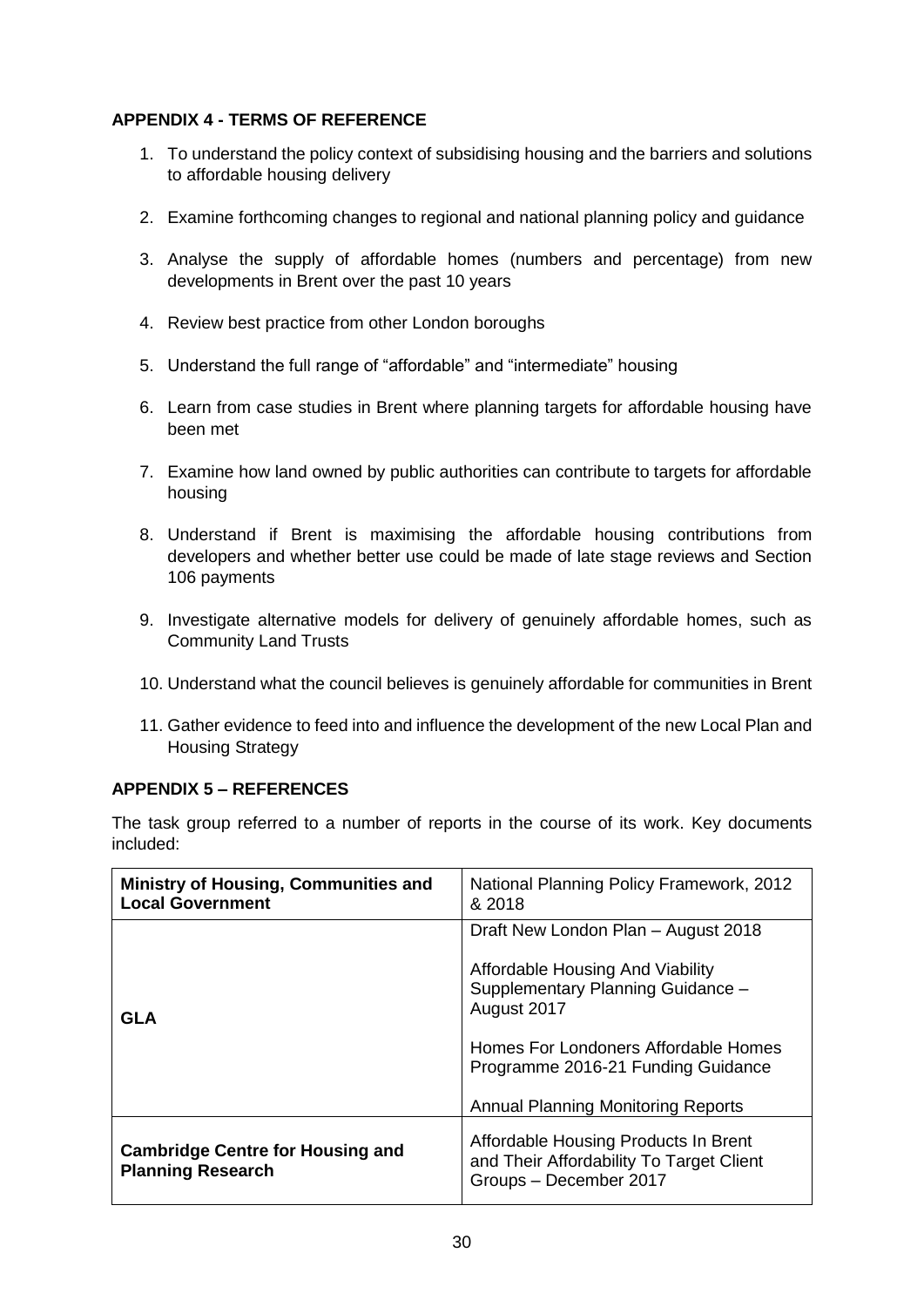## APPENDIX 4 - TERMS OF REFERENCE

1. To understand the policy context of subsidising housing and the barriers and solutions to affordable housing delivery
2. Examine forthcoming changes to regional and national planning policy and guidance
3. Analyse the supply of affordable homes (numbers and percentage) from new developments in Brent over the past 10 years
4. Review best practice from other London boroughs
5. Understand the full range of "affordable" and "intermediate" housing
6. Learn from case studies in Brent where planning targets for affordable housing have been met
7. Examine how land owned by public authorities can contribute to targets for affordable housing
8. Understand if Brent is maximising the affordable housing contributions from developers and whether better use could be made of late stage reviews and Section 106 payments
9. Investigate alternative models for delivery of genuinely affordable homes, such as Community Land Trusts
10. Understand what the council believes is genuinely affordable for communities in Brent
11. Gather evidence to feed into and influence the development of the new Local Plan and Housing Strategy

## APPENDIX 5 – REFERENCES

The task group referred to a number of reports in the course of its work. Key documents included:

| **Ministry of Housing, Communities and Local Government** | National Planning Policy Framework, 2012 & 2018 |
|---|---|
| **GLA** | Draft New London Plan – August 2018<br><br>Affordable Housing And Viability Supplementary Planning Guidance – August 2017<br><br>Homes For Londoners Affordable Homes Programme 2016-21 Funding Guidance<br><br>Annual Planning Monitoring Reports |
| **Cambridge Centre for Housing and Planning Research** | Affordable Housing Products In Brent and Their Affordability To Target Client Groups – December 2017 |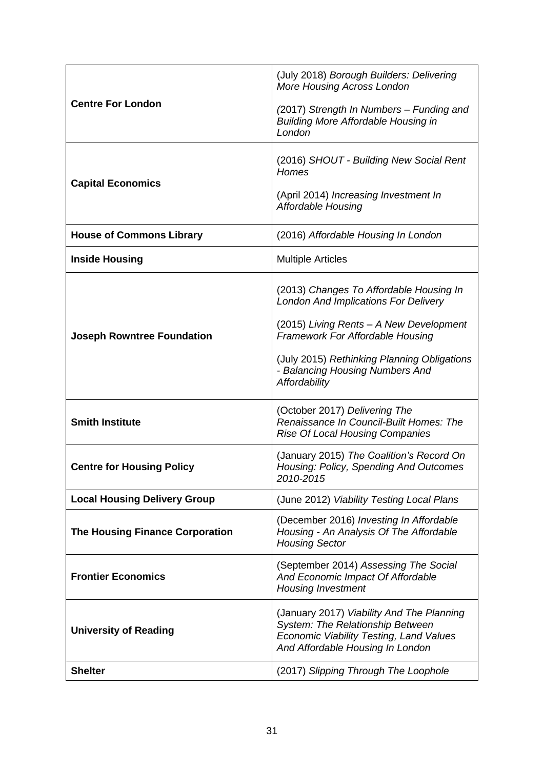| | |
|---|---|
| **Centre For London** | (July 2018) *Borough Builders: Delivering More Housing Across London*<br><br>(2017) *Strength In Numbers – Funding and Building More Affordable Housing in London* |
| **Capital Economics** | (2016) *SHOUT - Building New Social Rent Homes*<br><br>(April 2014) *Increasing Investment In Affordable Housing* |
| **House of Commons Library** | (2016) *Affordable Housing In London* |
| **Inside Housing** | Multiple Articles |
| **Joseph Rowntree Foundation** | (2013) *Changes To Affordable Housing In London And Implications For Delivery*<br><br>(2015) *Living Rents – A New Development Framework For Affordable Housing*<br><br>(July 2015) *Rethinking Planning Obligations - Balancing Housing Numbers And Affordability* |
| **Smith Institute** | (October 2017) *Delivering The Renaissance In Council-Built Homes: The Rise Of Local Housing Companies* |
| **Centre for Housing Policy** | (January 2015) *The Coalition's Record On Housing: Policy, Spending And Outcomes 2010-2015* |
| **Local Housing Delivery Group** | (June 2012) *Viability Testing Local Plans* |
| **The Housing Finance Corporation** | (December 2016) *Investing In Affordable Housing - An Analysis Of The Affordable Housing Sector* |
| **Frontier Economics** | (September 2014) *Assessing The Social And Economic Impact Of Affordable Housing Investment* |
| **University of Reading** | (January 2017) *Viability And The Planning System: The Relationship Between Economic Viability Testing, Land Values And Affordable Housing In London* |
| **Shelter** | (2017) *Slipping Through The Loophole* |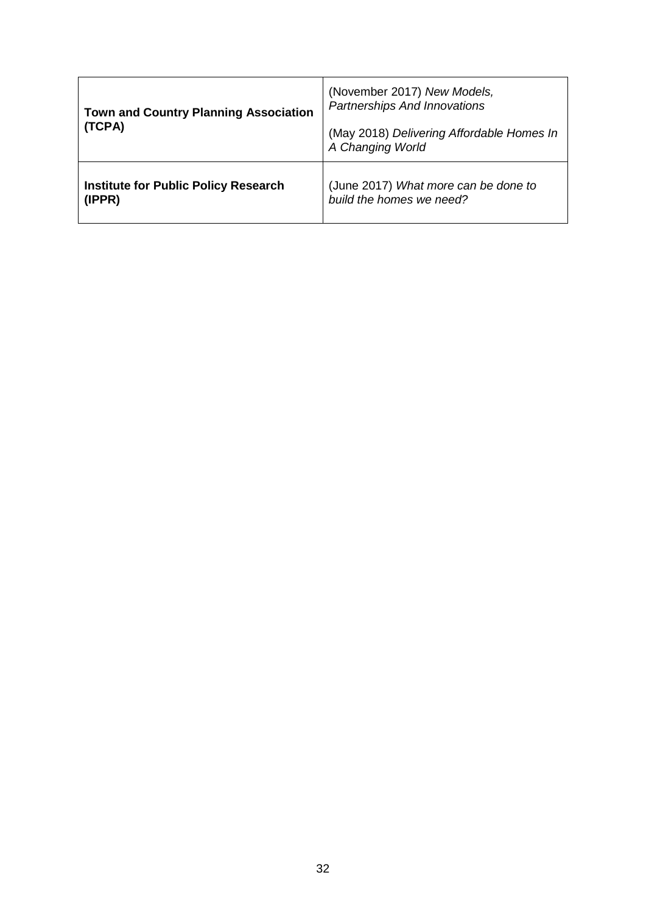| | |
|---|---|
| **Town and Country Planning Association (TCPA)** | (November 2017) *New Models, Partnerships And Innovations*<br><br>(May 2018) *Delivering Affordable Homes In A Changing World* |
| **Institute for Public Policy Research (IPPR)** | (June 2017) *What more can be done to build the homes we need?* |